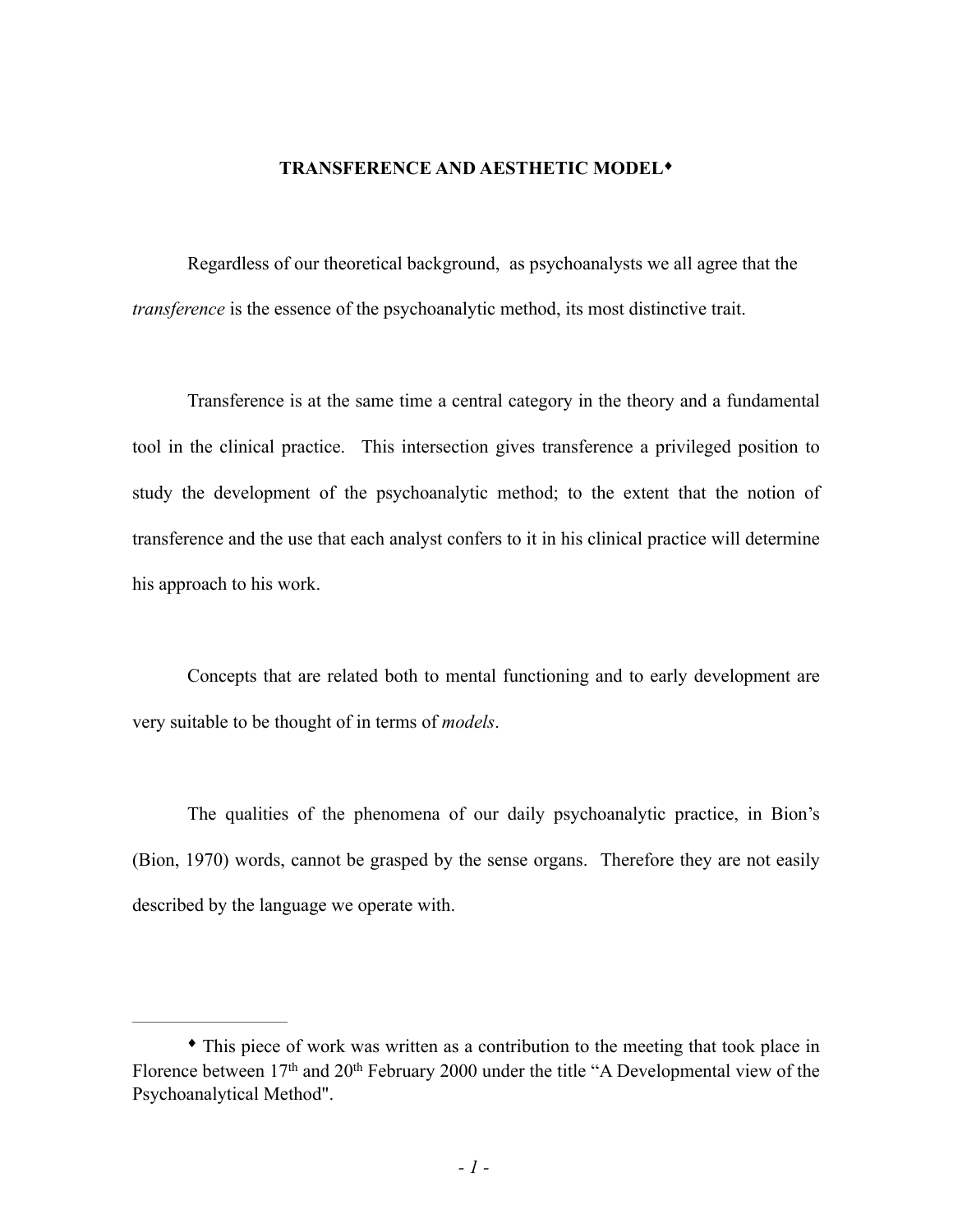# TRANSFERENCE AND AESTHETIC MODEL[♦]

Regardless of our theoretical background, as psychoanalysts we all agree that the *transference* is the essence of the psychoanalytic method, its most distinctive trait.

Transference is at the same time a central category in the theory and a fundamental tool in the clinical practice. This intersection gives transference a privileged position to study the development of the psychoanalytic method; to the extent that the notion of transference and the use that each analyst confers to it in his clinical practice will determine his approach to his work.

Concepts that are related both to mental functioning and to early development are very suitable to be thought of in terms of *models*.

The qualities of the phenomena of our daily psychoanalytic practice, in Bion's (Bion, 1970) words, cannot be grasped by the sense organs. Therefore they are not easily described by the language we operate with.

---

[♦] This piece of work was written as a contribution to the meeting that took place in Florence between 17th and 20th February 2000 under the title "A Developmental view of the Psychoanalytical Method".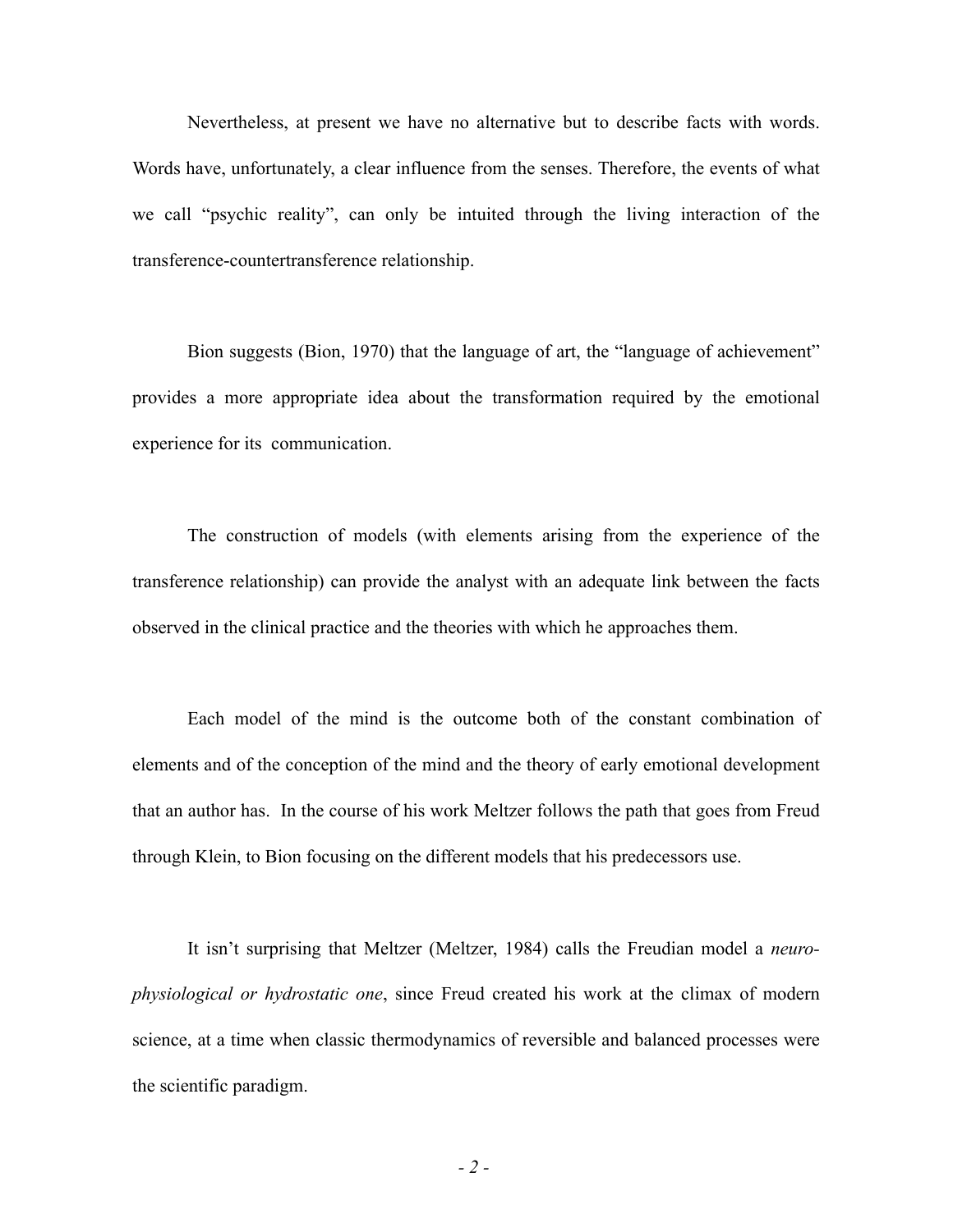Nevertheless, at present we have no alternative but to describe facts with words. Words have, unfortunately, a clear influence from the senses. Therefore, the events of what we call "psychic reality", can only be intuited through the living interaction of the transference-countertransference relationship.

Bion suggests (Bion, 1970) that the language of art, the "language of achievement" provides a more appropriate idea about the transformation required by the emotional experience for its communication.

The construction of models (with elements arising from the experience of the transference relationship) can provide the analyst with an adequate link between the facts observed in the clinical practice and the theories with which he approaches them.

Each model of the mind is the outcome both of the constant combination of elements and of the conception of the mind and the theory of early emotional development that an author has. In the course of his work Meltzer follows the path that goes from Freud through Klein, to Bion focusing on the different models that his predecessors use.

It isn't surprising that Meltzer (Meltzer, 1984) calls the Freudian model a *neuro-physiological or hydrostatic one*, since Freud created his work at the climax of modern science, at a time when classic thermodynamics of reversible and balanced processes were the scientific paradigm.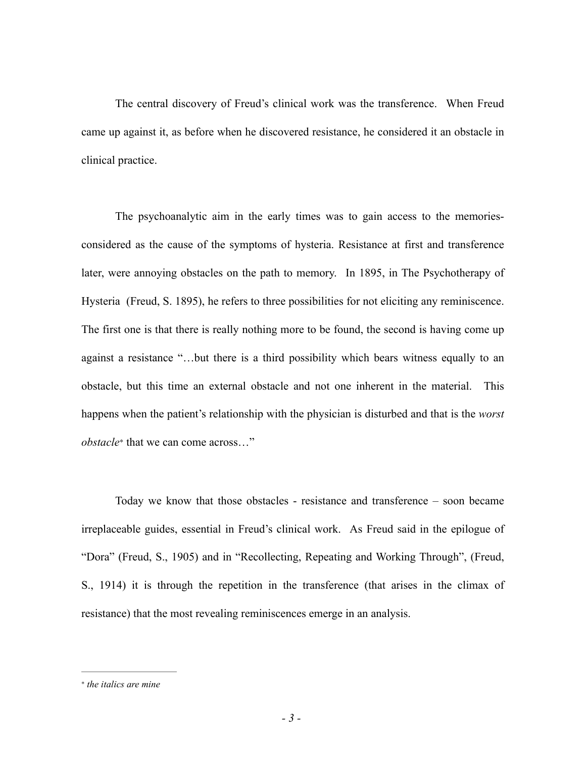The central discovery of Freud's clinical work was the transference. When Freud came up against it, as before when he discovered resistance, he considered it an obstacle in clinical practice.

The psychoanalytic aim in the early times was to gain access to the memories- considered as the cause of the symptoms of hysteria. Resistance at first and transference later, were annoying obstacles on the path to memory. In 1895, in The Psychotherapy of Hysteria (Freud, S. 1895), he refers to three possibilities for not eliciting any reminiscence. The first one is that there is really nothing more to be found, the second is having come up against a resistance "…but there is a third possibility which bears witness equally to an obstacle, but this time an external obstacle and not one inherent in the material. This happens when the patient's relationship with the physician is disturbed and that is the *worst obstacle*\* that we can come across…"

Today we know that those obstacles - resistance and transference – soon became irreplaceable guides, essential in Freud's clinical work. As Freud said in the epilogue of "Dora" (Freud, S., 1905) and in "Recollecting, Repeating and Working Through", (Freud, S., 1914) it is through the repetition in the transference (that arises in the climax of resistance) that the most revealing reminiscences emerge in an analysis.

---

\* *the italics are mine*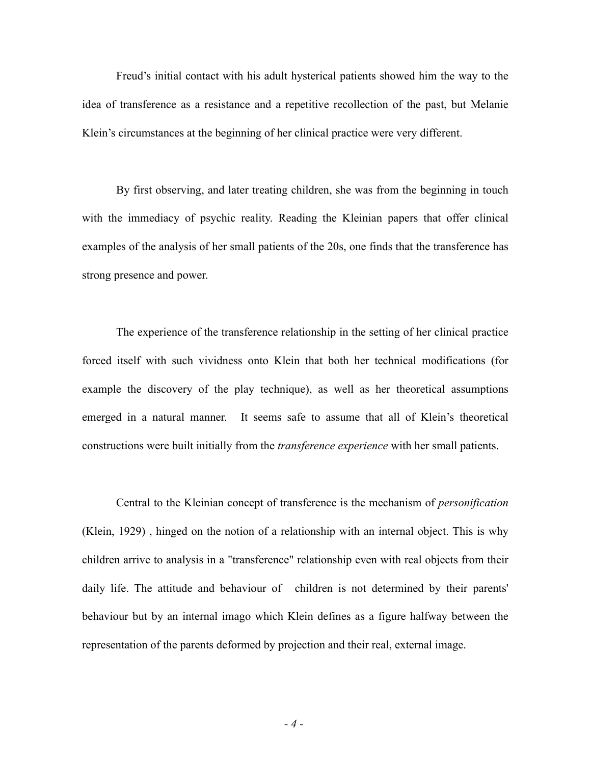Freud’s initial contact with his adult hysterical patients showed him the way to the idea of transference as a resistance and a repetitive recollection of the past, but Melanie Klein’s circumstances at the beginning of her clinical practice were very different.

By first observing, and later treating children, she was from the beginning in touch with the immediacy of psychic reality. Reading the Kleinian papers that offer clinical examples of the analysis of her small patients of the 20s, one finds that the transference has strong presence and power.

The experience of the transference relationship in the setting of her clinical practice forced itself with such vividness onto Klein that both her technical modifications (for example the discovery of the play technique), as well as her theoretical assumptions emerged in a natural manner. It seems safe to assume that all of Klein’s theoretical constructions were built initially from the *transference experience* with her small patients.

Central to the Kleinian concept of transference is the mechanism of *personification* (Klein, 1929) , hinged on the notion of a relationship with an internal object. This is why children arrive to analysis in a "transference" relationship even with real objects from their daily life. The attitude and behaviour of children is not determined by their parents' behaviour but by an internal imago which Klein defines as a figure halfway between the representation of the parents deformed by projection and their real, external image.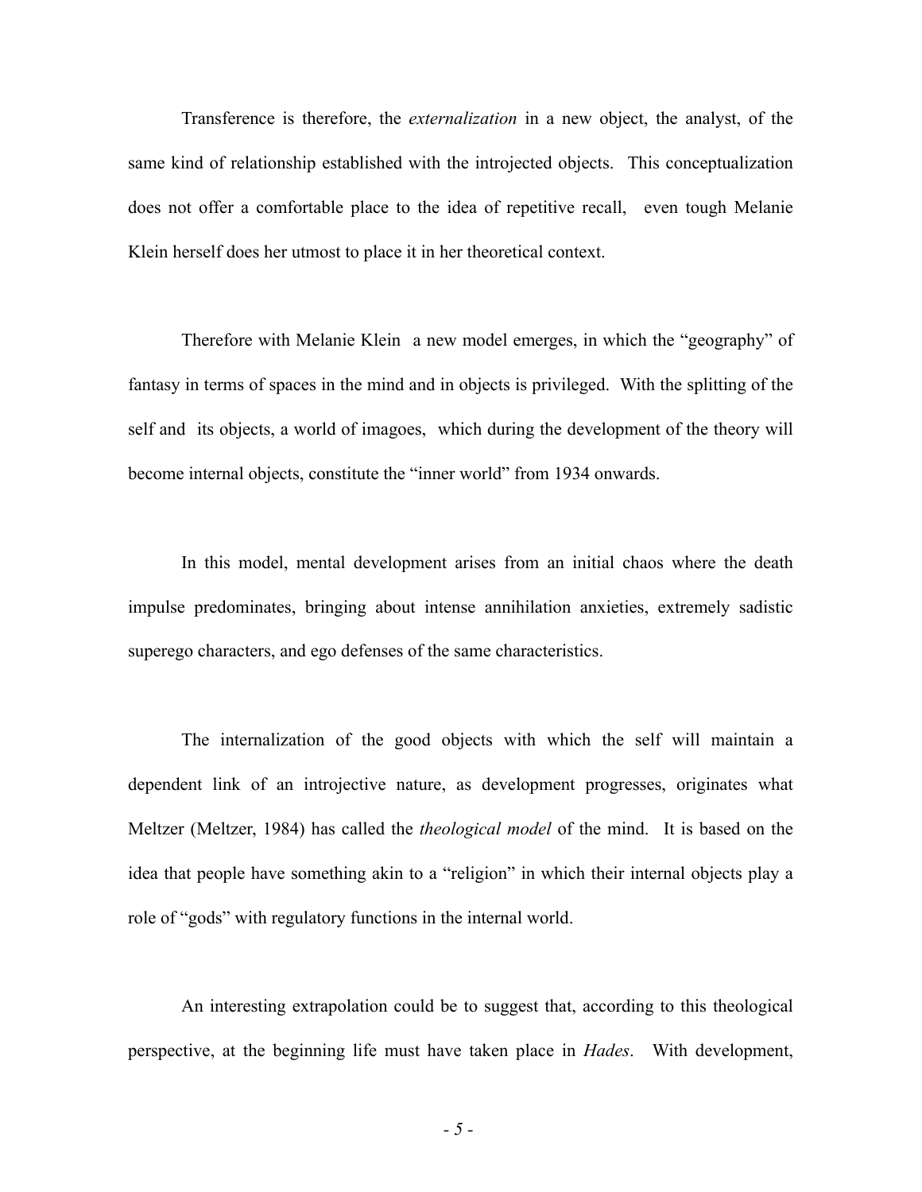Transference is therefore, the *externalization* in a new object, the analyst, of the same kind of relationship established with the introjected objects. This conceptualization does not offer a comfortable place to the idea of repetitive recall, even tough Melanie Klein herself does her utmost to place it in her theoretical context.

Therefore with Melanie Klein a new model emerges, in which the "geography" of fantasy in terms of spaces in the mind and in objects is privileged. With the splitting of the self and its objects, a world of imagoes, which during the development of the theory will become internal objects, constitute the "inner world" from 1934 onwards.

In this model, mental development arises from an initial chaos where the death impulse predominates, bringing about intense annihilation anxieties, extremely sadistic superego characters, and ego defenses of the same characteristics.

The internalization of the good objects with which the self will maintain a dependent link of an introjective nature, as development progresses, originates what Meltzer (Meltzer, 1984) has called the *theological model* of the mind. It is based on the idea that people have something akin to a "religion" in which their internal objects play a role of "gods" with regulatory functions in the internal world.

An interesting extrapolation could be to suggest that, according to this theological perspective, at the beginning life must have taken place in *Hades*. With development,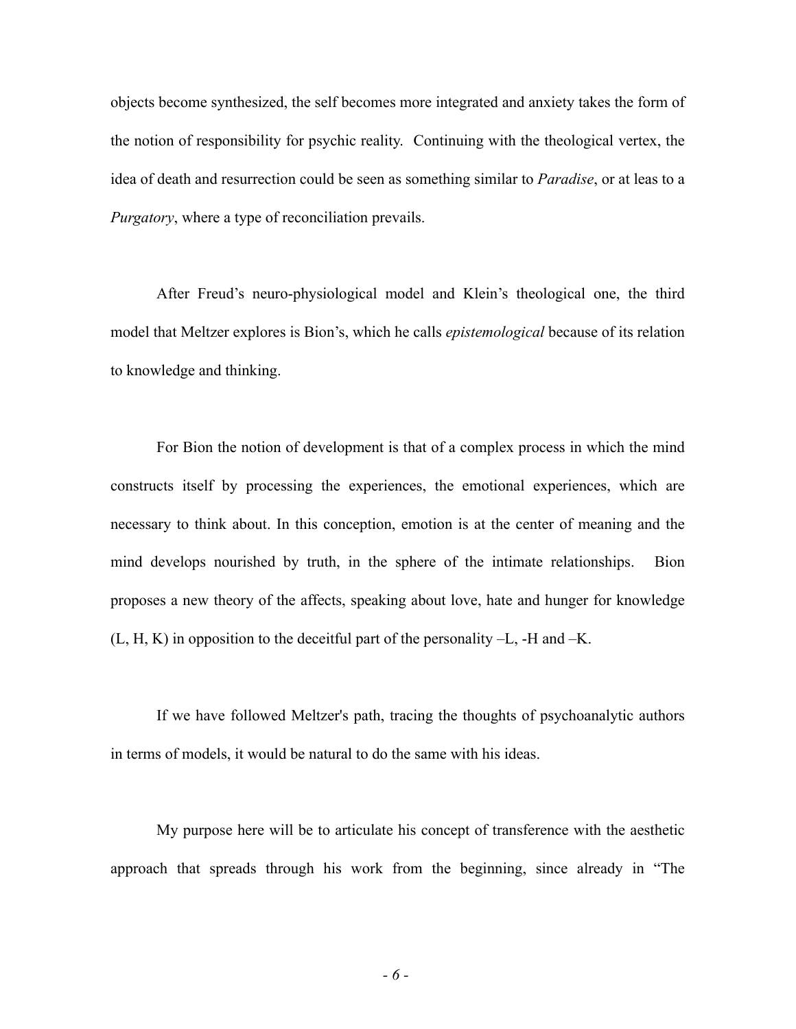objects become synthesized, the self becomes more integrated and anxiety takes the form of the notion of responsibility for psychic reality. Continuing with the theological vertex, the idea of death and resurrection could be seen as something similar to *Paradise*, or at leas to a *Purgatory*, where a type of reconciliation prevails.

After Freud's neuro-physiological model and Klein's theological one, the third model that Meltzer explores is Bion's, which he calls *epistemological* because of its relation to knowledge and thinking.

For Bion the notion of development is that of a complex process in which the mind constructs itself by processing the experiences, the emotional experiences, which are necessary to think about. In this conception, emotion is at the center of meaning and the mind develops nourished by truth, in the sphere of the intimate relationships. Bion proposes a new theory of the affects, speaking about love, hate and hunger for knowledge (L, H, K) in opposition to the deceitful part of the personality –L, -H and –K.

If we have followed Meltzer's path, tracing the thoughts of psychoanalytic authors in terms of models, it would be natural to do the same with his ideas.

My purpose here will be to articulate his concept of transference with the aesthetic approach that spreads through his work from the beginning, since already in "The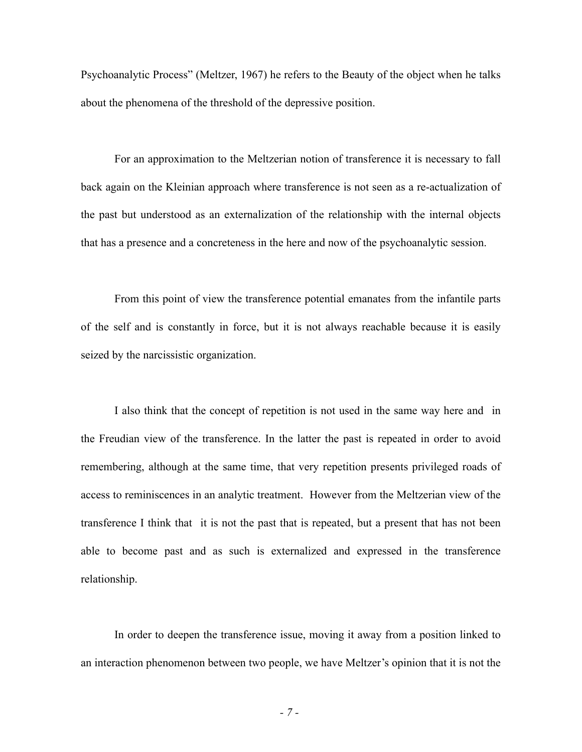Psychoanalytic Process" (Meltzer, 1967) he refers to the Beauty of the object when he talks about the phenomena of the threshold of the depressive position.

For an approximation to the Meltzerian notion of transference it is necessary to fall back again on the Kleinian approach where transference is not seen as a re-actualization of the past but understood as an externalization of the relationship with the internal objects that has a presence and a concreteness in the here and now of the psychoanalytic session.

From this point of view the transference potential emanates from the infantile parts of the self and is constantly in force, but it is not always reachable because it is easily seized by the narcissistic organization.

I also think that the concept of repetition is not used in the same way here and in the Freudian view of the transference. In the latter the past is repeated in order to avoid remembering, although at the same time, that very repetition presents privileged roads of access to reminiscences in an analytic treatment. However from the Meltzerian view of the transference I think that it is not the past that is repeated, but a present that has not been able to become past and as such is externalized and expressed in the transference relationship.

In order to deepen the transference issue, moving it away from a position linked to an interaction phenomenon between two people, we have Meltzer's opinion that it is not the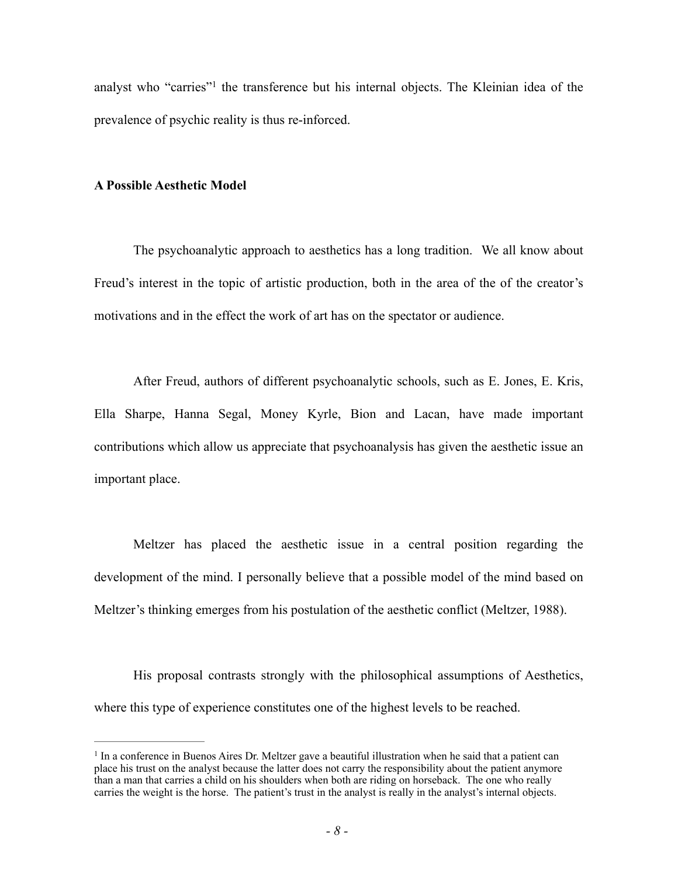analyst who "carries"[1] the transference but his internal objects. The Kleinian idea of the prevalence of psychic reality is thus re-inforced.

**A Possible Aesthetic Model**

The psychoanalytic approach to aesthetics has a long tradition. We all know about Freud's interest in the topic of artistic production, both in the area of the of the creator's motivations and in the effect the work of art has on the spectator or audience.

After Freud, authors of different psychoanalytic schools, such as E. Jones, E. Kris, Ella Sharpe, Hanna Segal, Money Kyrle, Bion and Lacan, have made important contributions which allow us appreciate that psychoanalysis has given the aesthetic issue an important place.

Meltzer has placed the aesthetic issue in a central position regarding the development of the mind. I personally believe that a possible model of the mind based on Meltzer's thinking emerges from his postulation of the aesthetic conflict (Meltzer, 1988).

His proposal contrasts strongly with the philosophical assumptions of Aesthetics, where this type of experience constitutes one of the highest levels to be reached.

---

[1] In a conference in Buenos Aires Dr. Meltzer gave a beautiful illustration when he said that a patient can place his trust on the analyst because the latter does not carry the responsibility about the patient anymore than a man that carries a child on his shoulders when both are riding on horseback. The one who really carries the weight is the horse. The patient's trust in the analyst is really in the analyst's internal objects.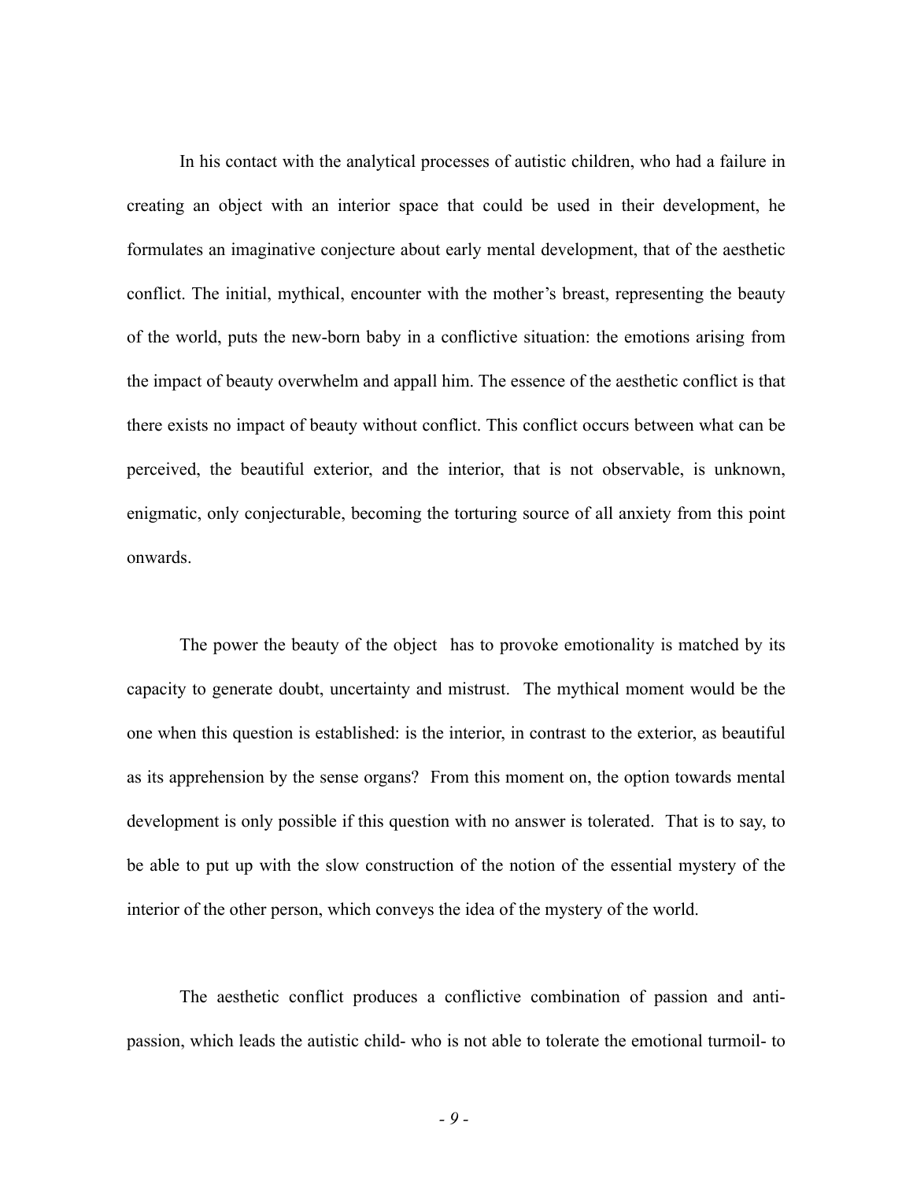In his contact with the analytical processes of autistic children, who had a failure in creating an object with an interior space that could be used in their development, he formulates an imaginative conjecture about early mental development, that of the aesthetic conflict. The initial, mythical, encounter with the mother's breast, representing the beauty of the world, puts the new-born baby in a conflictive situation: the emotions arising from the impact of beauty overwhelm and appall him. The essence of the aesthetic conflict is that there exists no impact of beauty without conflict. This conflict occurs between what can be perceived, the beautiful exterior, and the interior, that is not observable, is unknown, enigmatic, only conjecturable, becoming the torturing source of all anxiety from this point onwards.

The power the beauty of the object has to provoke emotionality is matched by its capacity to generate doubt, uncertainty and mistrust. The mythical moment would be the one when this question is established: is the interior, in contrast to the exterior, as beautiful as its apprehension by the sense organs? From this moment on, the option towards mental development is only possible if this question with no answer is tolerated. That is to say, to be able to put up with the slow construction of the notion of the essential mystery of the interior of the other person, which conveys the idea of the mystery of the world.

The aesthetic conflict produces a conflictive combination of passion and anti-passion, which leads the autistic child- who is not able to tolerate the emotional turmoil- to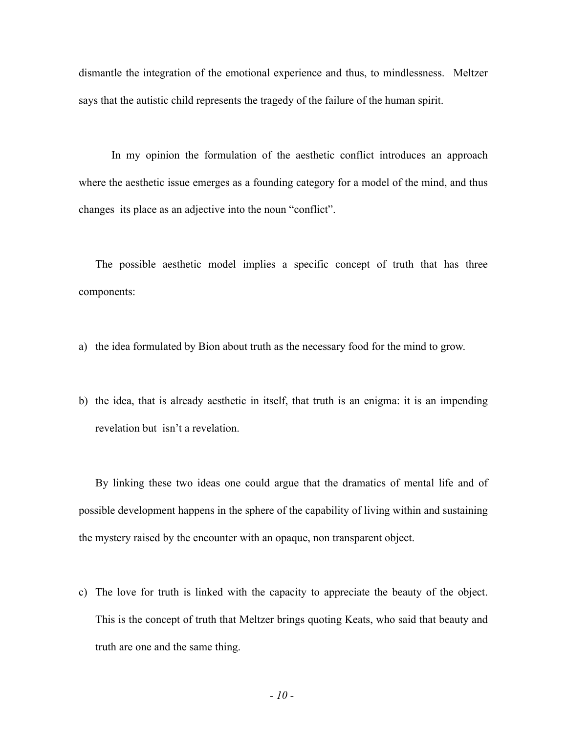dismantle the integration of the emotional experience and thus, to mindlessness. Meltzer says that the autistic child represents the tragedy of the failure of the human spirit.

In my opinion the formulation of the aesthetic conflict introduces an approach where the aesthetic issue emerges as a founding category for a model of the mind, and thus changes its place as an adjective into the noun "conflict".

The possible aesthetic model implies a specific concept of truth that has three components:

a) the idea formulated by Bion about truth as the necessary food for the mind to grow.

b) the idea, that is already aesthetic in itself, that truth is an enigma: it is an impending revelation but isn't a revelation.

By linking these two ideas one could argue that the dramatics of mental life and of possible development happens in the sphere of the capability of living within and sustaining the mystery raised by the encounter with an opaque, non transparent object.

c) The love for truth is linked with the capacity to appreciate the beauty of the object. This is the concept of truth that Meltzer brings quoting Keats, who said that beauty and truth are one and the same thing.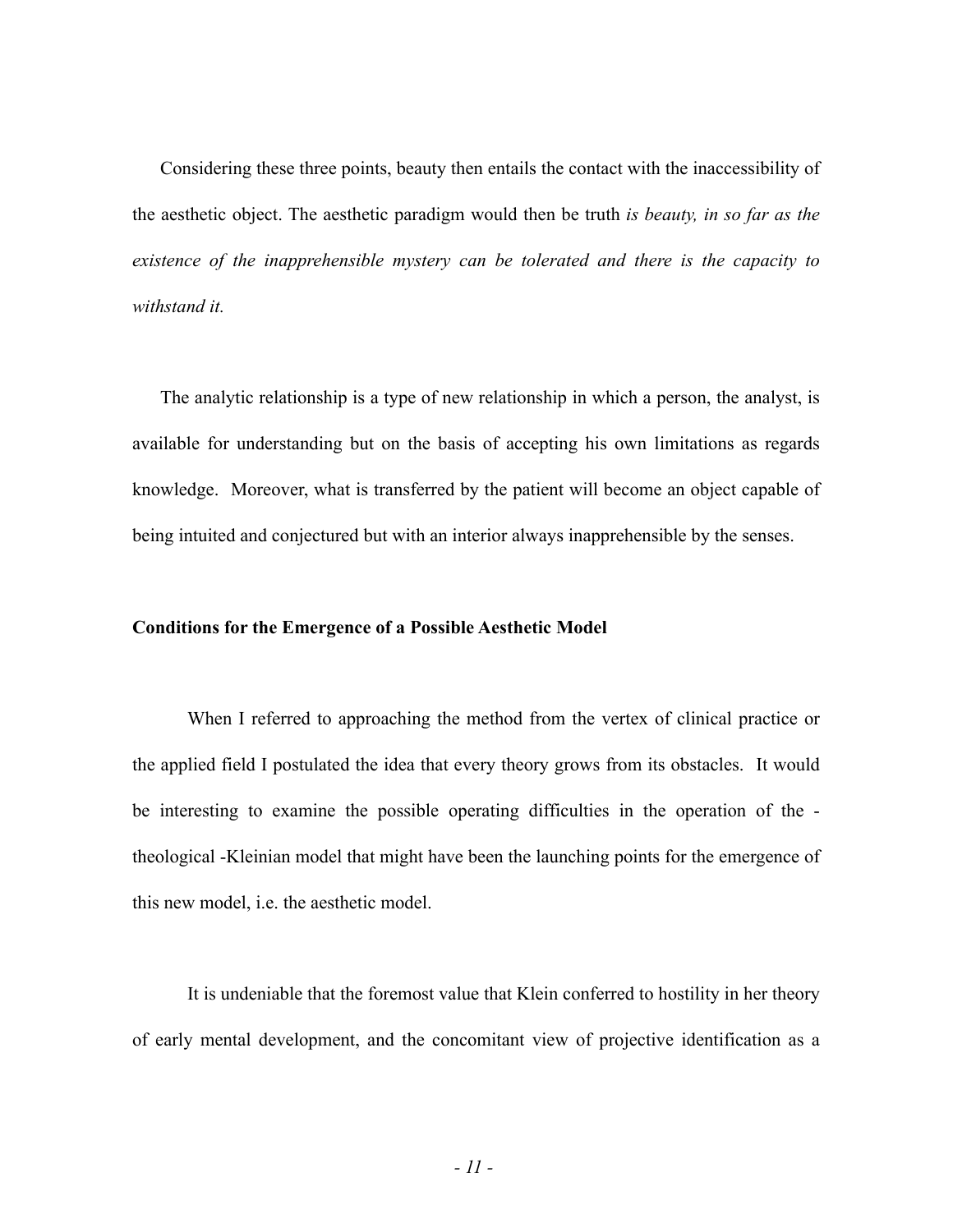Considering these three points, beauty then entails the contact with the inaccessibility of the aesthetic object. The aesthetic paradigm would then be truth *is beauty, in so far as the existence of the inapprehensible mystery can be tolerated and there is the capacity to withstand it.*

The analytic relationship is a type of new relationship in which a person, the analyst, is available for understanding but on the basis of accepting his own limitations as regards knowledge. Moreover, what is transferred by the patient will become an object capable of being intuited and conjectured but with an interior always inapprehensible by the senses.

**Conditions for the Emergence of a Possible Aesthetic Model**

When I referred to approaching the method from the vertex of clinical practice or the applied field I postulated the idea that every theory grows from its obstacles. It would be interesting to examine the possible operating difficulties in the operation of the -theological -Kleinian model that might have been the launching points for the emergence of this new model, i.e. the aesthetic model.

It is undeniable that the foremost value that Klein conferred to hostility in her theory of early mental development, and the concomitant view of projective identification as a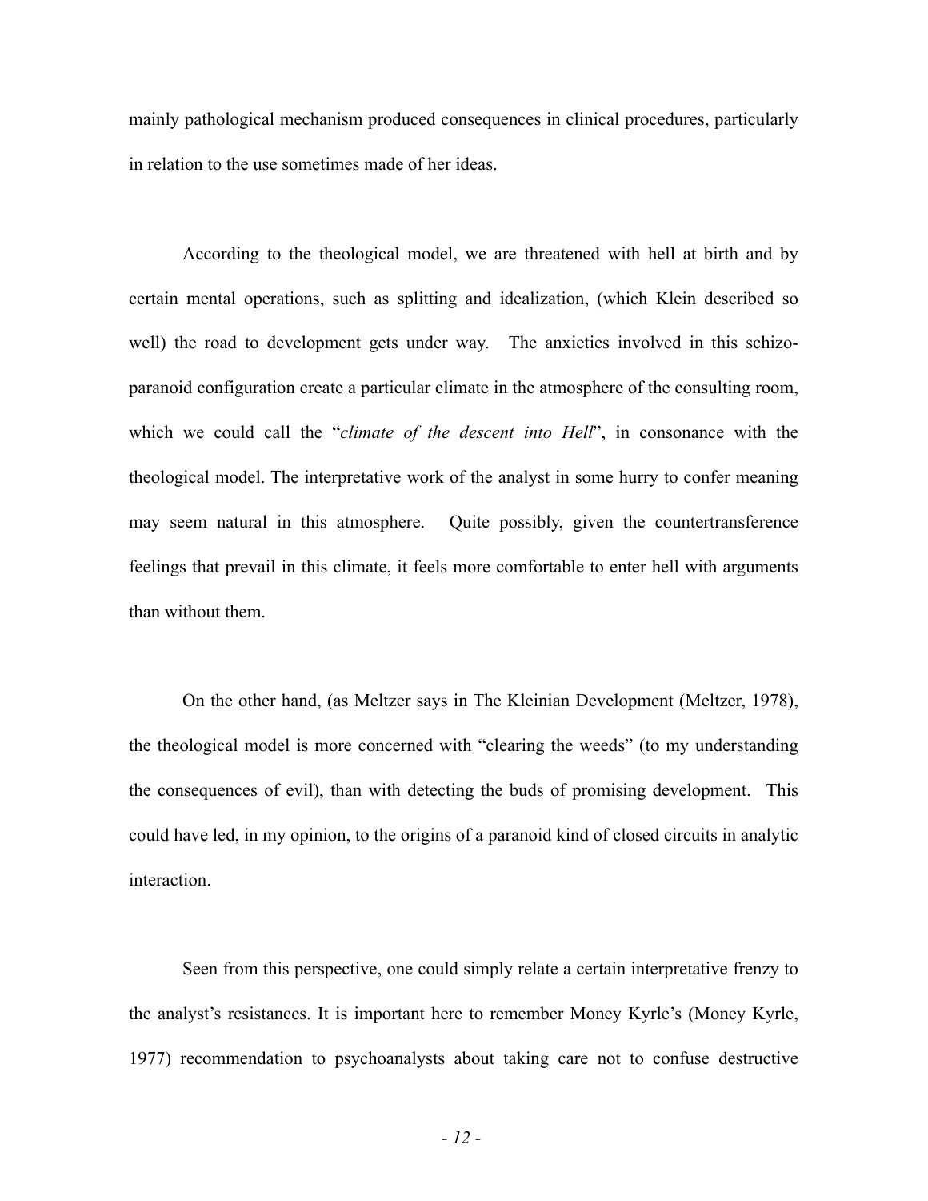mainly pathological mechanism produced consequences in clinical procedures, particularly in relation to the use sometimes made of her ideas.

According to the theological model, we are threatened with hell at birth and by certain mental operations, such as splitting and idealization, (which Klein described so well) the road to development gets under way. The anxieties involved in this schizo-paranoid configuration create a particular climate in the atmosphere of the consulting room, which we could call the "*climate of the descent into Hell*", in consonance with the theological model. The interpretative work of the analyst in some hurry to confer meaning may seem natural in this atmosphere. Quite possibly, given the countertransference feelings that prevail in this climate, it feels more comfortable to enter hell with arguments than without them.

On the other hand, (as Meltzer says in The Kleinian Development (Meltzer, 1978), the theological model is more concerned with "clearing the weeds" (to my understanding the consequences of evil), than with detecting the buds of promising development. This could have led, in my opinion, to the origins of a paranoid kind of closed circuits in analytic interaction.

Seen from this perspective, one could simply relate a certain interpretative frenzy to the analyst's resistances. It is important here to remember Money Kyrle's (Money Kyrle, 1977) recommendation to psychoanalysts about taking care not to confuse destructive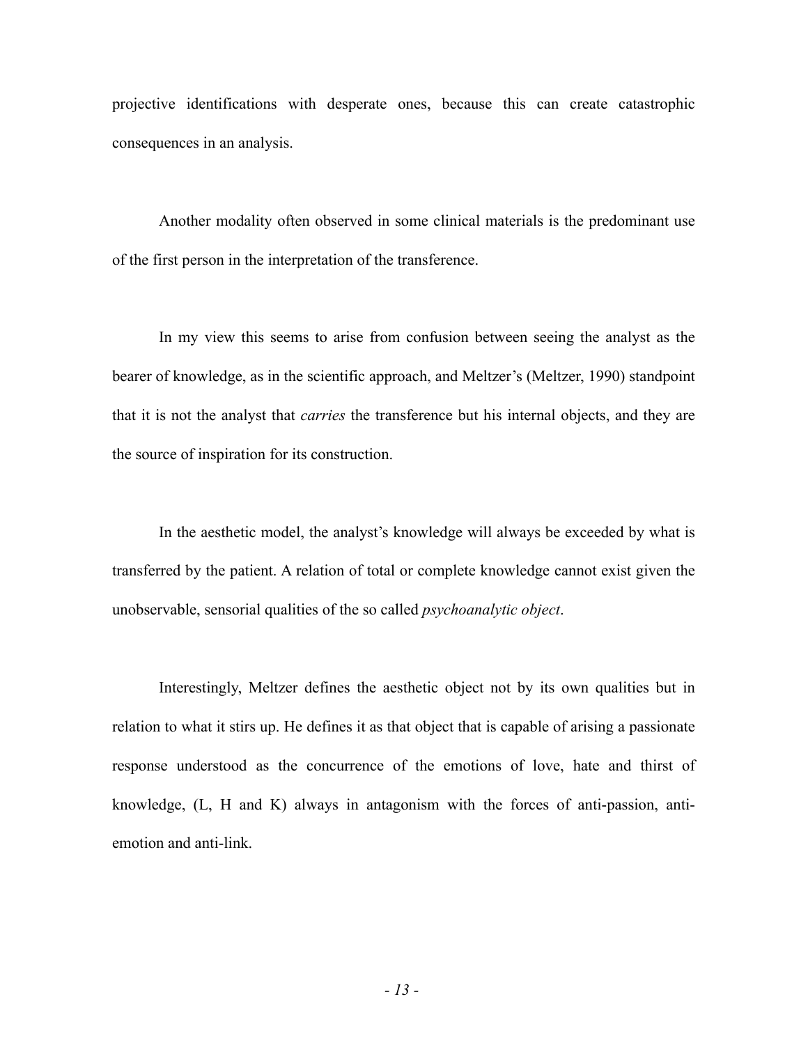projective identifications with desperate ones, because this can create catastrophic consequences in an analysis.

Another modality often observed in some clinical materials is the predominant use of the first person in the interpretation of the transference.

In my view this seems to arise from confusion between seeing the analyst as the bearer of knowledge, as in the scientific approach, and Meltzer's (Meltzer, 1990) standpoint that it is not the analyst that *carries* the transference but his internal objects, and they are the source of inspiration for its construction.

In the aesthetic model, the analyst's knowledge will always be exceeded by what is transferred by the patient. A relation of total or complete knowledge cannot exist given the unobservable, sensorial qualities of the so called *psychoanalytic object*.

Interestingly, Meltzer defines the aesthetic object not by its own qualities but in relation to what it stirs up. He defines it as that object that is capable of arising a passionate response understood as the concurrence of the emotions of love, hate and thirst of knowledge, (L, H and K) always in antagonism with the forces of anti-passion, anti-emotion and anti-link.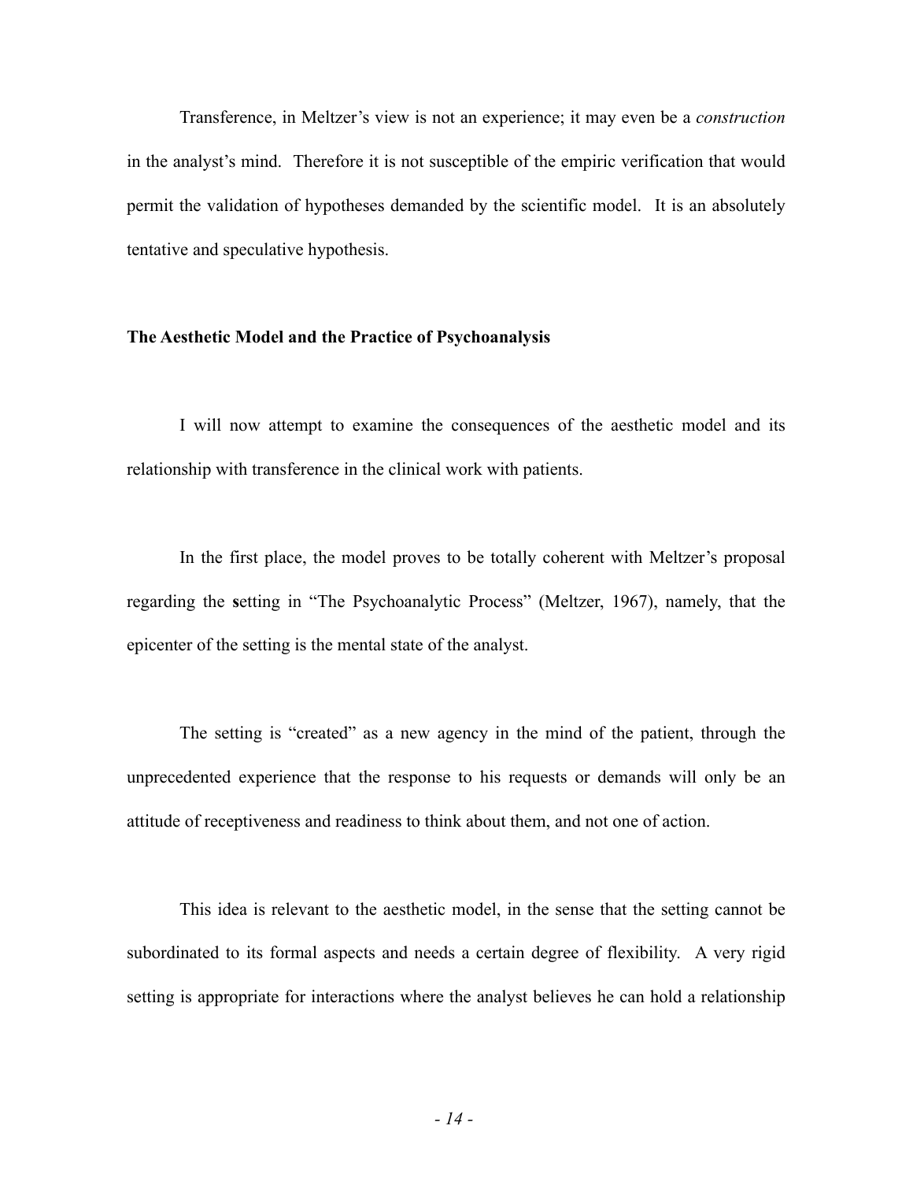Transference, in Meltzer's view is not an experience; it may even be a *construction* in the analyst's mind. Therefore it is not susceptible of the empiric verification that would permit the validation of hypotheses demanded by the scientific model. It is an absolutely tentative and speculative hypothesis.

## The Aesthetic Model and the Practice of Psychoanalysis

I will now attempt to examine the consequences of the aesthetic model and its relationship with transference in the clinical work with patients.

In the first place, the model proves to be totally coherent with Meltzer's proposal regarding the **s**etting in "The Psychoanalytic Process" (Meltzer, 1967), namely, that the epicenter of the setting is the mental state of the analyst.

The setting is "created" as a new agency in the mind of the patient, through the unprecedented experience that the response to his requests or demands will only be an attitude of receptiveness and readiness to think about them, and not one of action.

This idea is relevant to the aesthetic model, in the sense that the setting cannot be subordinated to its formal aspects and needs a certain degree of flexibility. A very rigid setting is appropriate for interactions where the analyst believes he can hold a relationship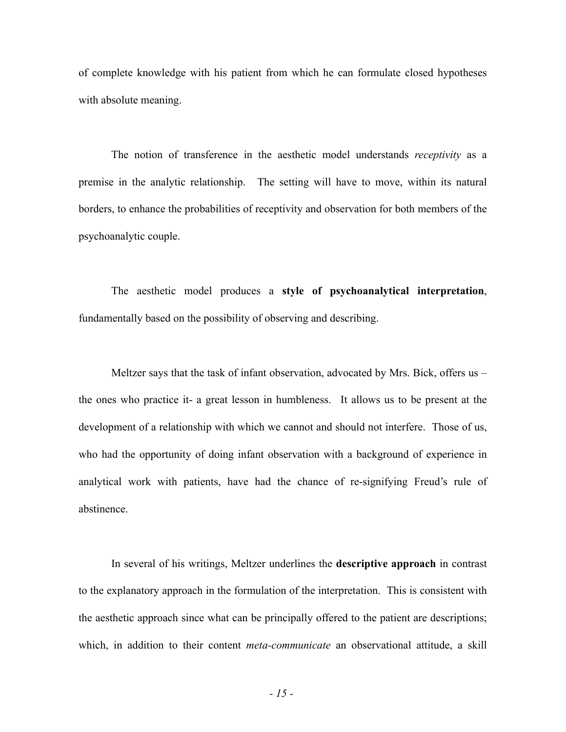of complete knowledge with his patient from which he can formulate closed hypotheses with absolute meaning.

The notion of transference in the aesthetic model understands *receptivity* as a premise in the analytic relationship. The setting will have to move, within its natural borders, to enhance the probabilities of receptivity and observation for both members of the psychoanalytic couple.

The aesthetic model produces a **style of psychoanalytical interpretation**, fundamentally based on the possibility of observing and describing.

Meltzer says that the task of infant observation, advocated by Mrs. Bick, offers us – the ones who practice it- a great lesson in humbleness. It allows us to be present at the development of a relationship with which we cannot and should not interfere. Those of us, who had the opportunity of doing infant observation with a background of experience in analytical work with patients, have had the chance of re-signifying Freud's rule of abstinence.

In several of his writings, Meltzer underlines the **descriptive approach** in contrast to the explanatory approach in the formulation of the interpretation. This is consistent with the aesthetic approach since what can be principally offered to the patient are descriptions; which, in addition to their content *meta-communicate* an observational attitude, a skill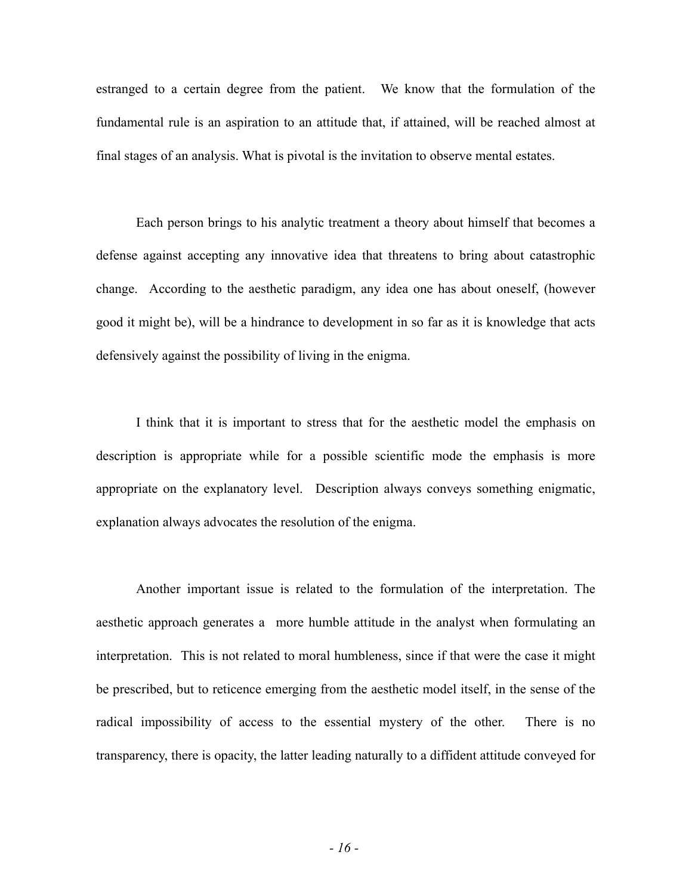estranged to a certain degree from the patient. We know that the formulation of the fundamental rule is an aspiration to an attitude that, if attained, will be reached almost at final stages of an analysis. What is pivotal is the invitation to observe mental estates.

Each person brings to his analytic treatment a theory about himself that becomes a defense against accepting any innovative idea that threatens to bring about catastrophic change. According to the aesthetic paradigm, any idea one has about oneself, (however good it might be), will be a hindrance to development in so far as it is knowledge that acts defensively against the possibility of living in the enigma.

I think that it is important to stress that for the aesthetic model the emphasis on description is appropriate while for a possible scientific mode the emphasis is more appropriate on the explanatory level. Description always conveys something enigmatic, explanation always advocates the resolution of the enigma.

Another important issue is related to the formulation of the interpretation. The aesthetic approach generates a more humble attitude in the analyst when formulating an interpretation. This is not related to moral humbleness, since if that were the case it might be prescribed, but to reticence emerging from the aesthetic model itself, in the sense of the radical impossibility of access to the essential mystery of the other. There is no transparency, there is opacity, the latter leading naturally to a diffident attitude conveyed for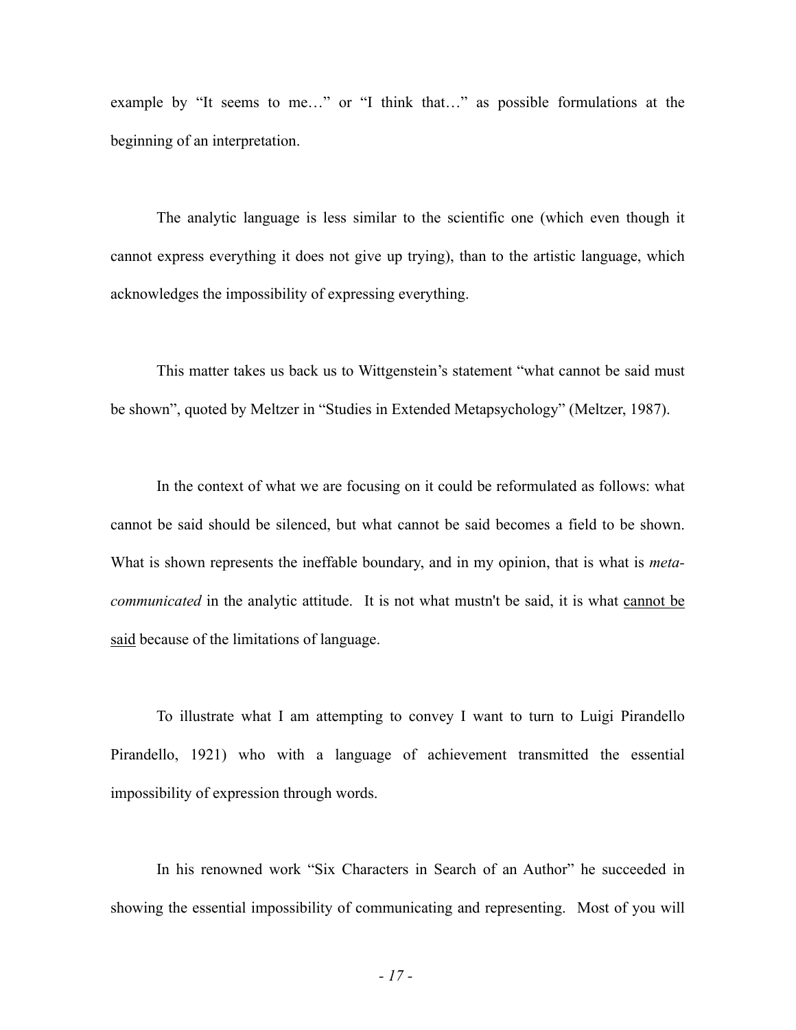example by "It seems to me…" or "I think that…" as possible formulations at the beginning of an interpretation.

The analytic language is less similar to the scientific one (which even though it cannot express everything it does not give up trying), than to the artistic language, which acknowledges the impossibility of expressing everything.

This matter takes us back us to Wittgenstein's statement "what cannot be said must be shown", quoted by Meltzer in "Studies in Extended Metapsychology" (Meltzer, 1987).

In the context of what we are focusing on it could be reformulated as follows: what cannot be said should be silenced, but what cannot be said becomes a field to be shown. What is shown represents the ineffable boundary, and in my opinion, that is what is *meta-communicated* in the analytic attitude. It is not what mustn't be said, it is what <u>cannot be said</u> because of the limitations of language.

To illustrate what I am attempting to convey I want to turn to Luigi Pirandello Pirandello, 1921) who with a language of achievement transmitted the essential impossibility of expression through words.

In his renowned work "Six Characters in Search of an Author" he succeeded in showing the essential impossibility of communicating and representing. Most of you will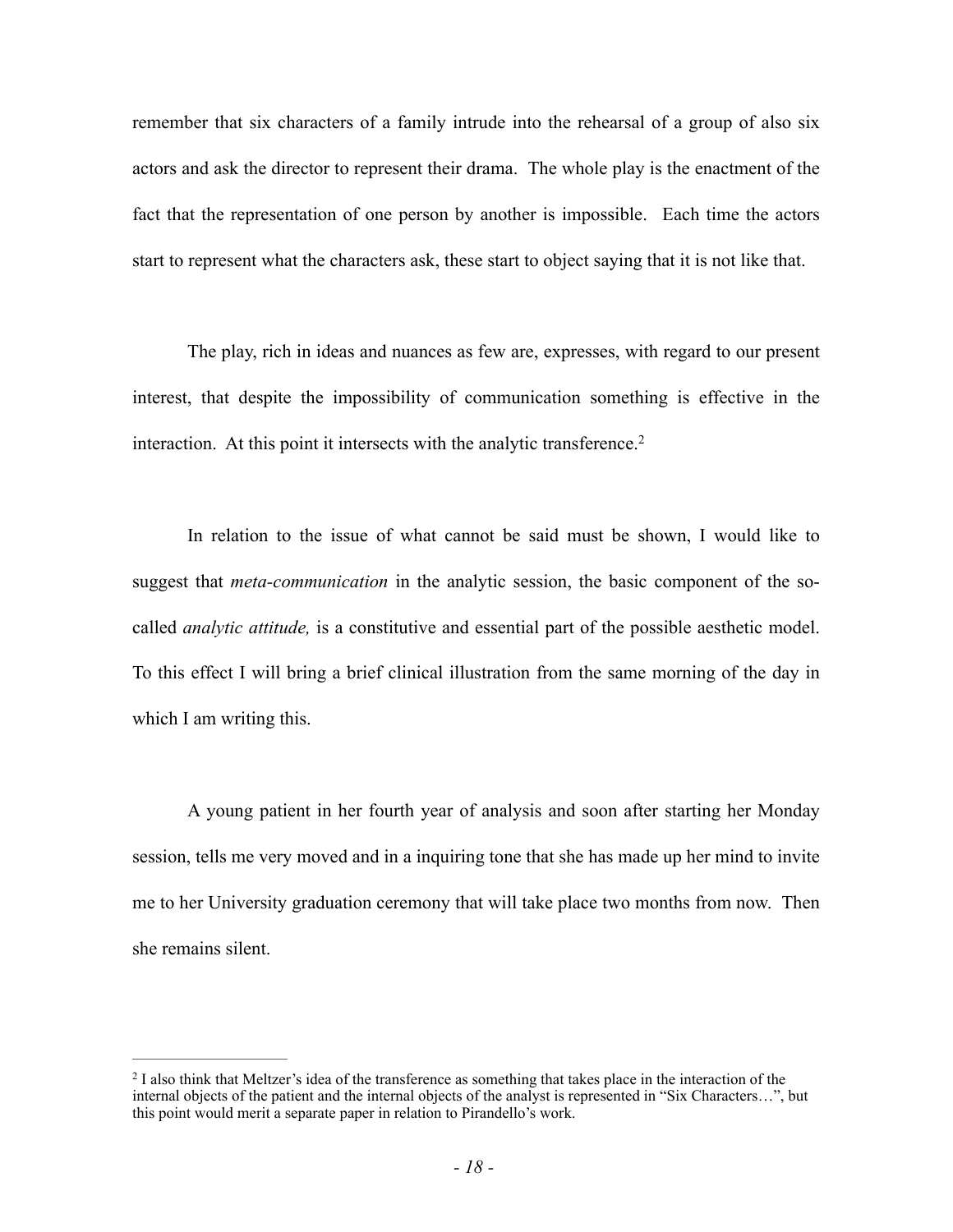remember that six characters of a family intrude into the rehearsal of a group of also six actors and ask the director to represent their drama. The whole play is the enactment of the fact that the representation of one person by another is impossible. Each time the actors start to represent what the characters ask, these start to object saying that it is not like that.

The play, rich in ideas and nuances as few are, expresses, with regard to our present interest, that despite the impossibility of communication something is effective in the interaction. At this point it intersects with the analytic transference.[2]

In relation to the issue of what cannot be said must be shown, I would like to suggest that *meta-communication* in the analytic session, the basic component of the so-called *analytic attitude,* is a constitutive and essential part of the possible aesthetic model. To this effect I will bring a brief clinical illustration from the same morning of the day in which I am writing this.

A young patient in her fourth year of analysis and soon after starting her Monday session, tells me very moved and in a inquiring tone that she has made up her mind to invite me to her University graduation ceremony that will take place two months from now. Then she remains silent.

---

[2] I also think that Meltzer's idea of the transference as something that takes place in the interaction of the internal objects of the patient and the internal objects of the analyst is represented in "Six Characters…", but this point would merit a separate paper in relation to Pirandello's work.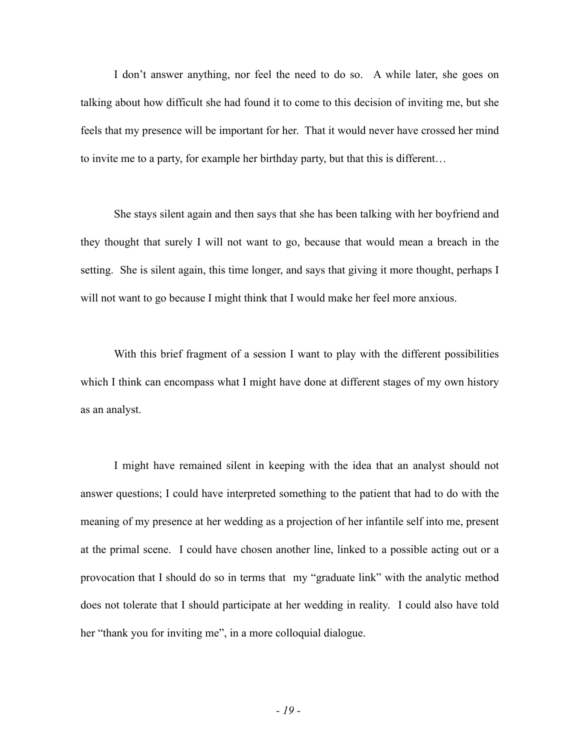I don't answer anything, nor feel the need to do so. A while later, she goes on talking about how difficult she had found it to come to this decision of inviting me, but she feels that my presence will be important for her. That it would never have crossed her mind to invite me to a party, for example her birthday party, but that this is different…

She stays silent again and then says that she has been talking with her boyfriend and they thought that surely I will not want to go, because that would mean a breach in the setting. She is silent again, this time longer, and says that giving it more thought, perhaps I will not want to go because I might think that I would make her feel more anxious.

With this brief fragment of a session I want to play with the different possibilities which I think can encompass what I might have done at different stages of my own history as an analyst.

I might have remained silent in keeping with the idea that an analyst should not answer questions; I could have interpreted something to the patient that had to do with the meaning of my presence at her wedding as a projection of her infantile self into me, present at the primal scene. I could have chosen another line, linked to a possible acting out or a provocation that I should do so in terms that my "graduate link" with the analytic method does not tolerate that I should participate at her wedding in reality. I could also have told her "thank you for inviting me", in a more colloquial dialogue.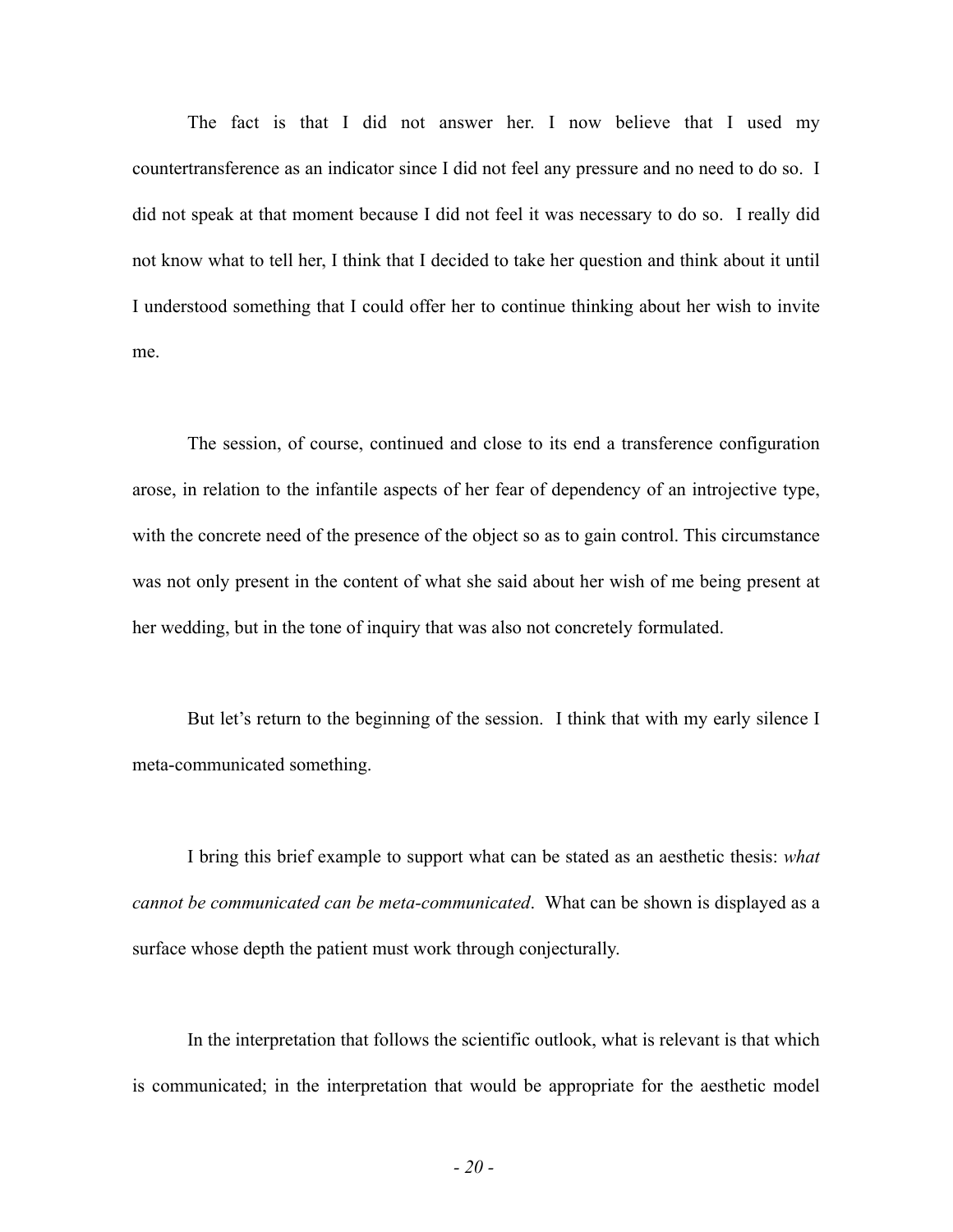The fact is that I did not answer her. I now believe that I used my countertransference as an indicator since I did not feel any pressure and no need to do so. I did not speak at that moment because I did not feel it was necessary to do so. I really did not know what to tell her, I think that I decided to take her question and think about it until I understood something that I could offer her to continue thinking about her wish to invite me.

The session, of course, continued and close to its end a transference configuration arose, in relation to the infantile aspects of her fear of dependency of an introjective type, with the concrete need of the presence of the object so as to gain control. This circumstance was not only present in the content of what she said about her wish of me being present at her wedding, but in the tone of inquiry that was also not concretely formulated.

But let's return to the beginning of the session. I think that with my early silence I meta-communicated something.

I bring this brief example to support what can be stated as an aesthetic thesis: *what cannot be communicated can be meta-communicated*. What can be shown is displayed as a surface whose depth the patient must work through conjecturally.

In the interpretation that follows the scientific outlook, what is relevant is that which is communicated; in the interpretation that would be appropriate for the aesthetic model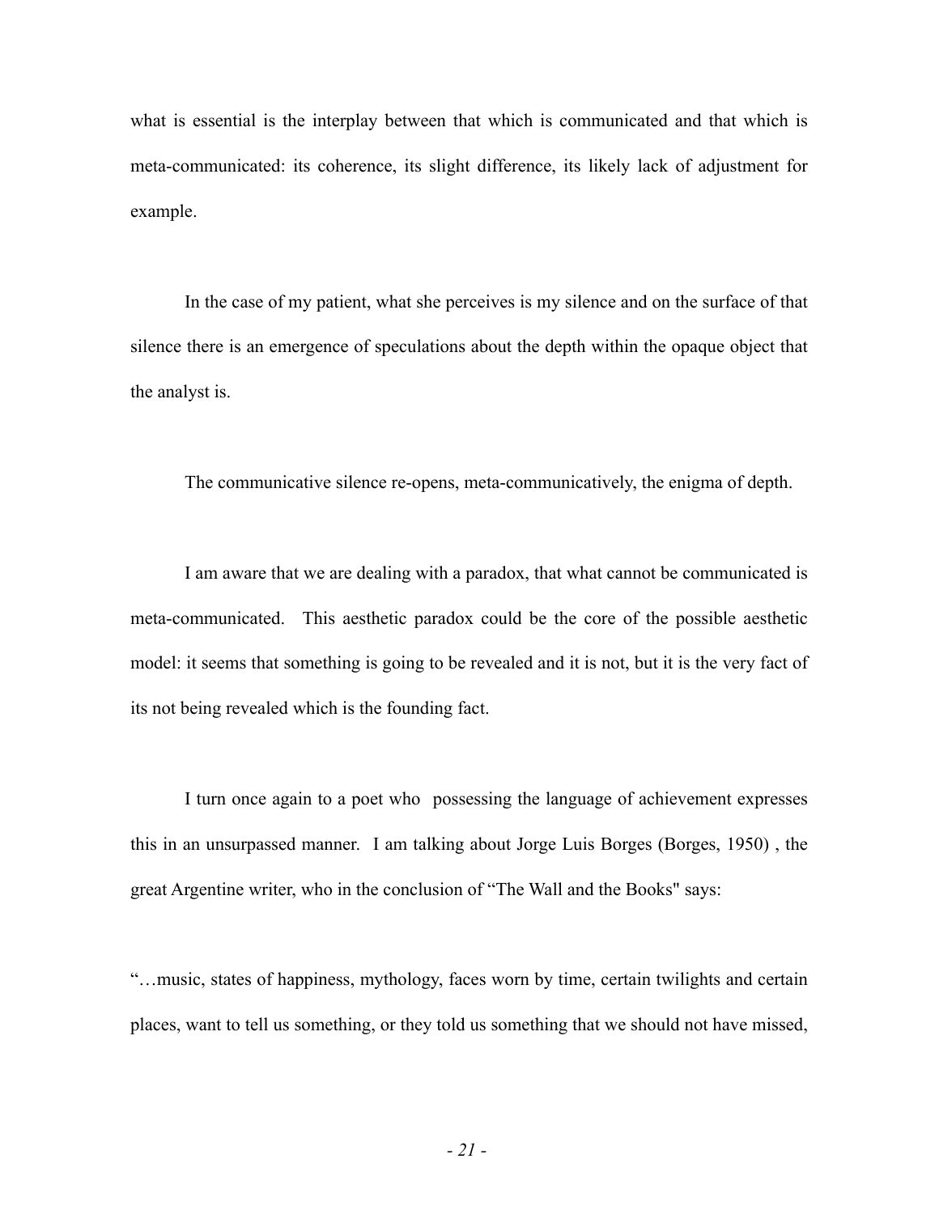what is essential is the interplay between that which is communicated and that which is meta-communicated: its coherence, its slight difference, its likely lack of adjustment for example.

In the case of my patient, what she perceives is my silence and on the surface of that silence there is an emergence of speculations about the depth within the opaque object that the analyst is.

The communicative silence re-opens, meta-communicatively, the enigma of depth.

I am aware that we are dealing with a paradox, that what cannot be communicated is meta-communicated. This aesthetic paradox could be the core of the possible aesthetic model: it seems that something is going to be revealed and it is not, but it is the very fact of its not being revealed which is the founding fact.

I turn once again to a poet who possessing the language of achievement expresses this in an unsurpassed manner. I am talking about Jorge Luis Borges (Borges, 1950) , the great Argentine writer, who in the conclusion of "The Wall and the Books" says:

"…music, states of happiness, mythology, faces worn by time, certain twilights and certain places, want to tell us something, or they told us something that we should not have missed,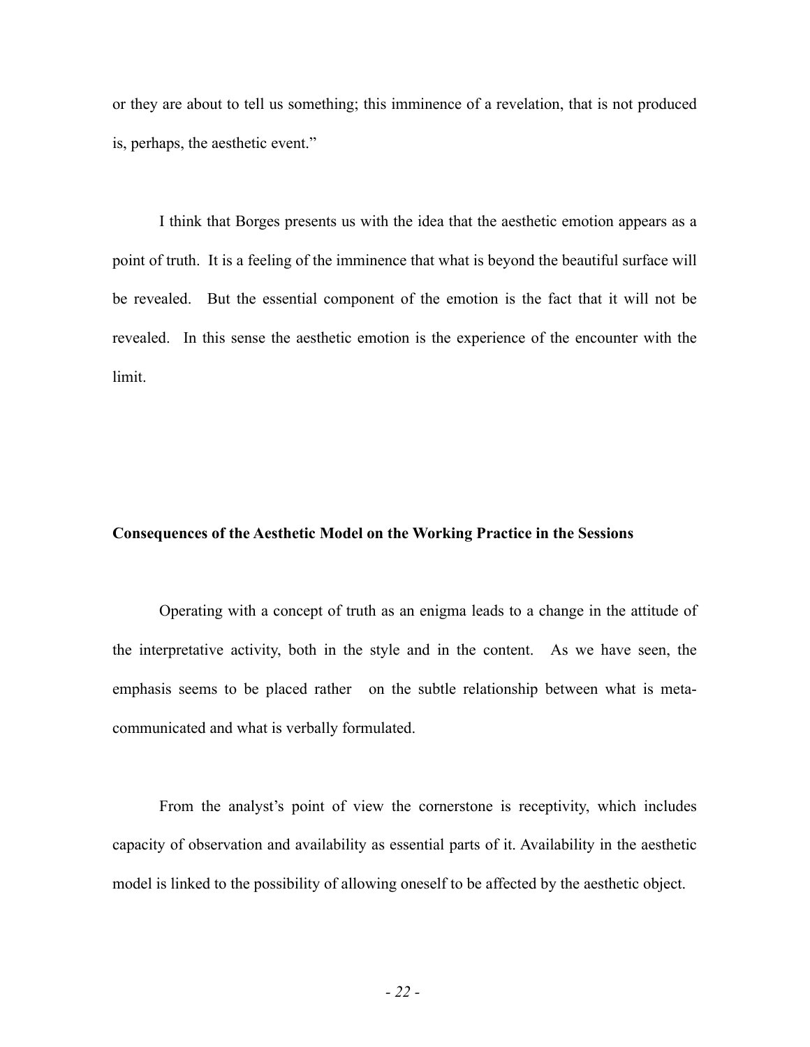or they are about to tell us something; this imminence of a revelation, that is not produced is, perhaps, the aesthetic event."

I think that Borges presents us with the idea that the aesthetic emotion appears as a point of truth. It is a feeling of the imminence that what is beyond the beautiful surface will be revealed. But the essential component of the emotion is the fact that it will not be revealed. In this sense the aesthetic emotion is the experience of the encounter with the limit.

**Consequences of the Aesthetic Model on the Working Practice in the Sessions**

Operating with a concept of truth as an enigma leads to a change in the attitude of the interpretative activity, both in the style and in the content. As we have seen, the emphasis seems to be placed rather on the subtle relationship between what is meta-communicated and what is verbally formulated.

From the analyst's point of view the cornerstone is receptivity, which includes capacity of observation and availability as essential parts of it. Availability in the aesthetic model is linked to the possibility of allowing oneself to be affected by the aesthetic object.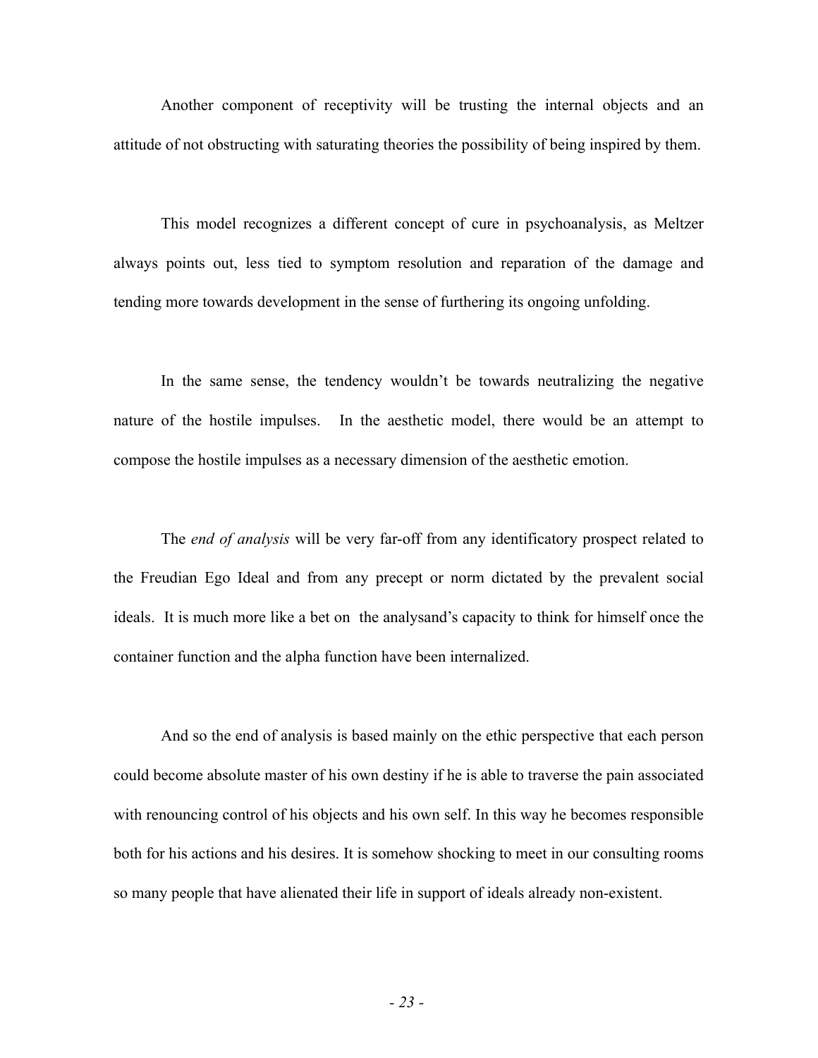Another component of receptivity will be trusting the internal objects and an attitude of not obstructing with saturating theories the possibility of being inspired by them.

This model recognizes a different concept of cure in psychoanalysis, as Meltzer always points out, less tied to symptom resolution and reparation of the damage and tending more towards development in the sense of furthering its ongoing unfolding.

In the same sense, the tendency wouldn't be towards neutralizing the negative nature of the hostile impulses.  In the aesthetic model, there would be an attempt to compose the hostile impulses as a necessary dimension of the aesthetic emotion.

The *end of analysis* will be very far-off from any identificatory prospect related to the Freudian Ego Ideal and from any precept or norm dictated by the prevalent social ideals.  It is much more like a bet on  the analysand's capacity to think for himself once the container function and the alpha function have been internalized.

And so the end of analysis is based mainly on the ethic perspective that each person could become absolute master of his own destiny if he is able to traverse the pain associated with renouncing control of his objects and his own self. In this way he becomes responsible both for his actions and his desires. It is somehow shocking to meet in our consulting rooms so many people that have alienated their life in support of ideals already non-existent.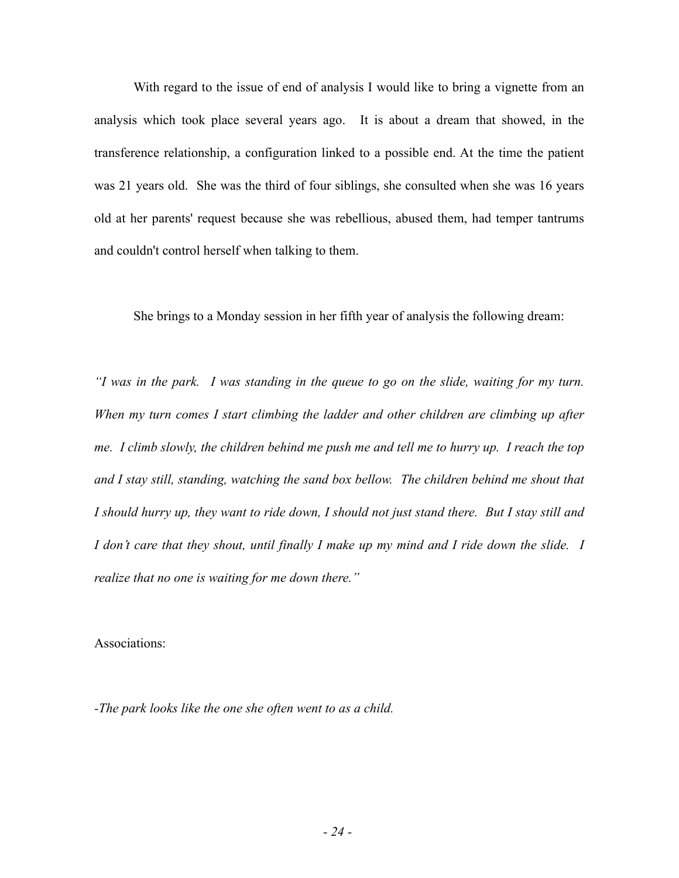With regard to the issue of end of analysis I would like to bring a vignette from an analysis which took place several years ago. It is about a dream that showed, in the transference relationship, a configuration linked to a possible end. At the time the patient was 21 years old. She was the third of four siblings, she consulted when she was 16 years old at her parents' request because she was rebellious, abused them, had temper tantrums and couldn't control herself when talking to them.

She brings to a Monday session in her fifth year of analysis the following dream:

*"I was in the park. I was standing in the queue to go on the slide, waiting for my turn. When my turn comes I start climbing the ladder and other children are climbing up after me. I climb slowly, the children behind me push me and tell me to hurry up. I reach the top and I stay still, standing, watching the sand box bellow. The children behind me shout that I should hurry up, they want to ride down, I should not just stand there. But I stay still and I don't care that they shout, until finally I make up my mind and I ride down the slide. I realize that no one is waiting for me down there."*

Associations:

-*The park looks like the one she often went to as a child.*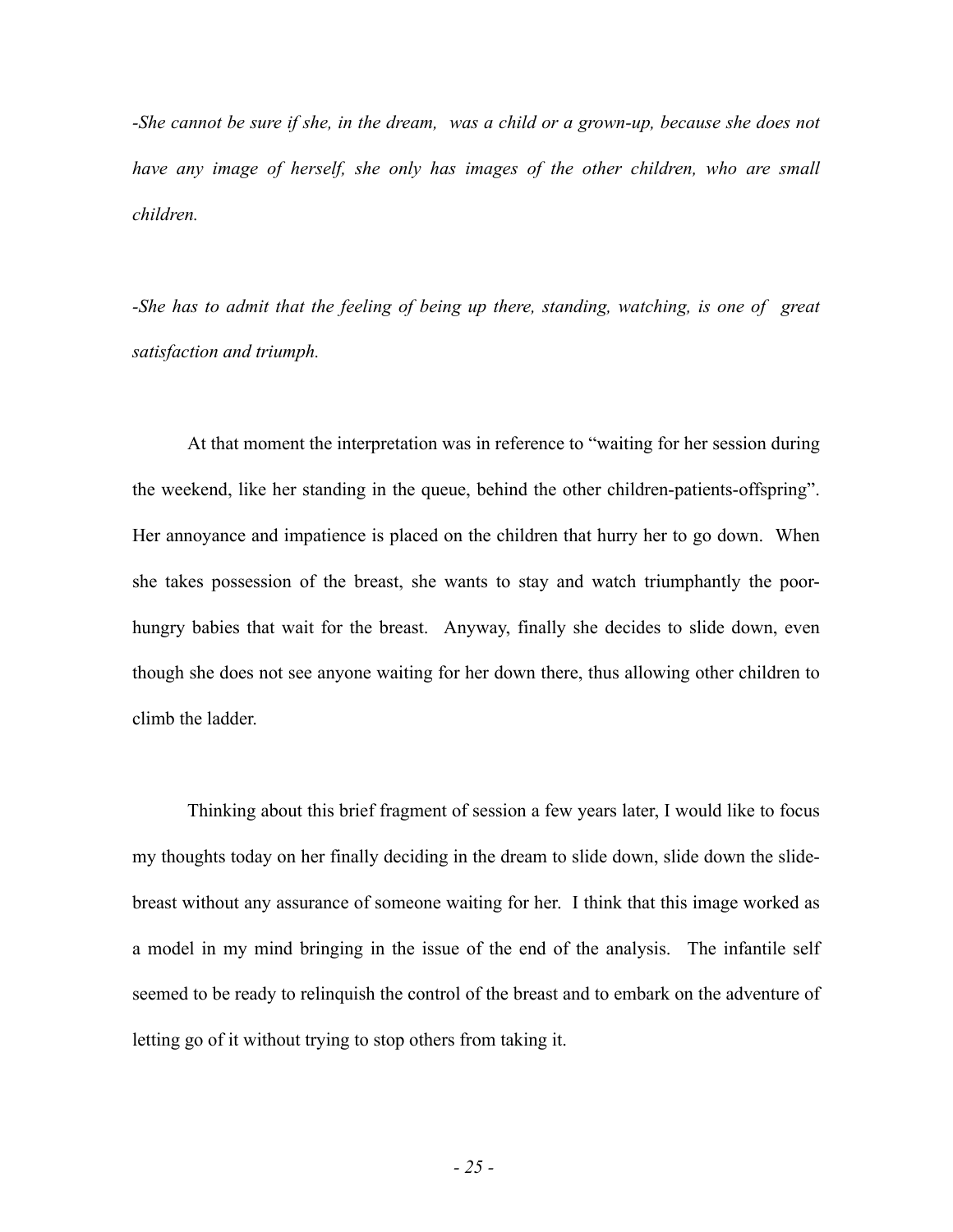*-She cannot be sure if she, in the dream, was a child or a grown-up, because she does not have any image of herself, she only has images of the other children, who are small children.*

*-She has to admit that the feeling of being up there, standing, watching, is one of great satisfaction and triumph.*

At that moment the interpretation was in reference to "waiting for her session during the weekend, like her standing in the queue, behind the other children-patients-offspring". Her annoyance and impatience is placed on the children that hurry her to go down. When she takes possession of the breast, she wants to stay and watch triumphantly the poor-hungry babies that wait for the breast. Anyway, finally she decides to slide down, even though she does not see anyone waiting for her down there, thus allowing other children to climb the ladder.

Thinking about this brief fragment of session a few years later, I would like to focus my thoughts today on her finally deciding in the dream to slide down, slide down the slide-breast without any assurance of someone waiting for her. I think that this image worked as a model in my mind bringing in the issue of the end of the analysis. The infantile self seemed to be ready to relinquish the control of the breast and to embark on the adventure of letting go of it without trying to stop others from taking it.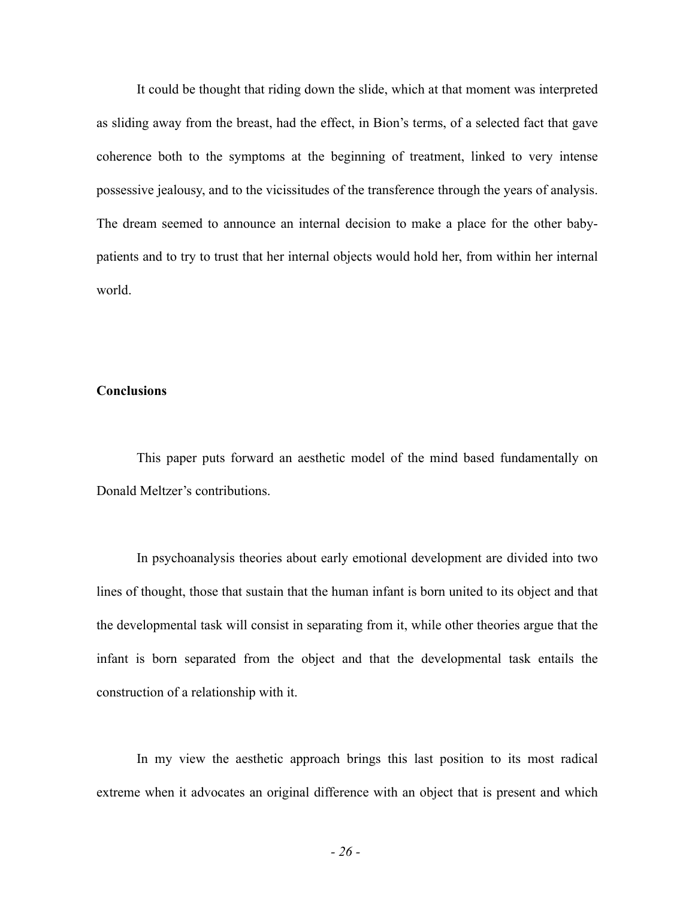It could be thought that riding down the slide, which at that moment was interpreted as sliding away from the breast, had the effect, in Bion's terms, of a selected fact that gave coherence both to the symptoms at the beginning of treatment, linked to very intense possessive jealousy, and to the vicissitudes of the transference through the years of analysis. The dream seemed to announce an internal decision to make a place for the other baby-patients and to try to trust that her internal objects would hold her, from within her internal world.

**Conclusions**

This paper puts forward an aesthetic model of the mind based fundamentally on Donald Meltzer's contributions.

In psychoanalysis theories about early emotional development are divided into two lines of thought, those that sustain that the human infant is born united to its object and that the developmental task will consist in separating from it, while other theories argue that the infant is born separated from the object and that the developmental task entails the construction of a relationship with it.

In my view the aesthetic approach brings this last position to its most radical extreme when it advocates an original difference with an object that is present and which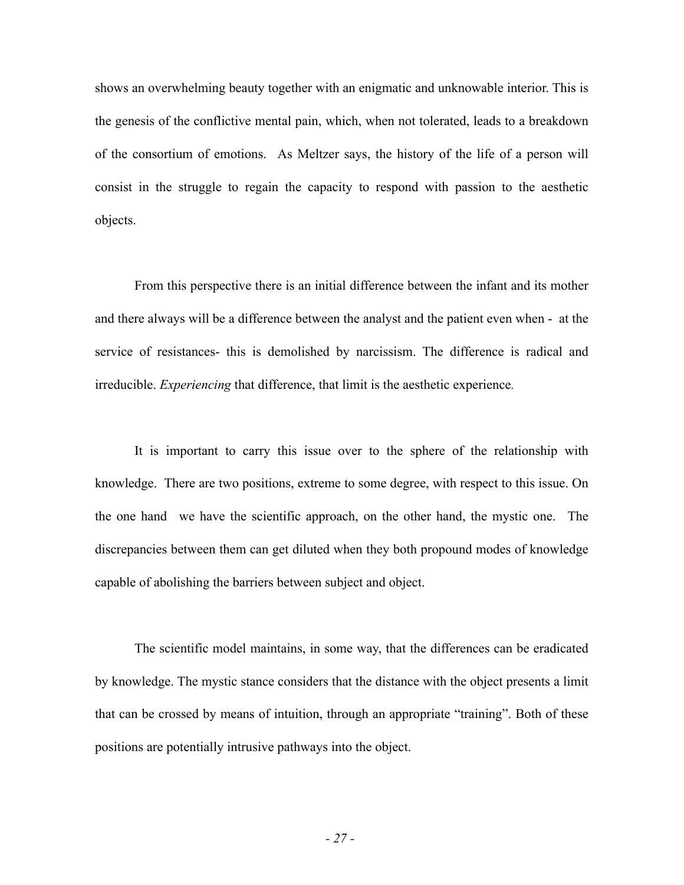shows an overwhelming beauty together with an enigmatic and unknowable interior. This is the genesis of the conflictive mental pain, which, when not tolerated, leads to a breakdown of the consortium of emotions. As Meltzer says, the history of the life of a person will consist in the struggle to regain the capacity to respond with passion to the aesthetic objects.

From this perspective there is an initial difference between the infant and its mother and there always will be a difference between the analyst and the patient even when - at the service of resistances- this is demolished by narcissism. The difference is radical and irreducible. *Experiencing* that difference, that limit is the aesthetic experience.

It is important to carry this issue over to the sphere of the relationship with knowledge. There are two positions, extreme to some degree, with respect to this issue. On the one hand we have the scientific approach, on the other hand, the mystic one. The discrepancies between them can get diluted when they both propound modes of knowledge capable of abolishing the barriers between subject and object.

The scientific model maintains, in some way, that the differences can be eradicated by knowledge. The mystic stance considers that the distance with the object presents a limit that can be crossed by means of intuition, through an appropriate "training". Both of these positions are potentially intrusive pathways into the object.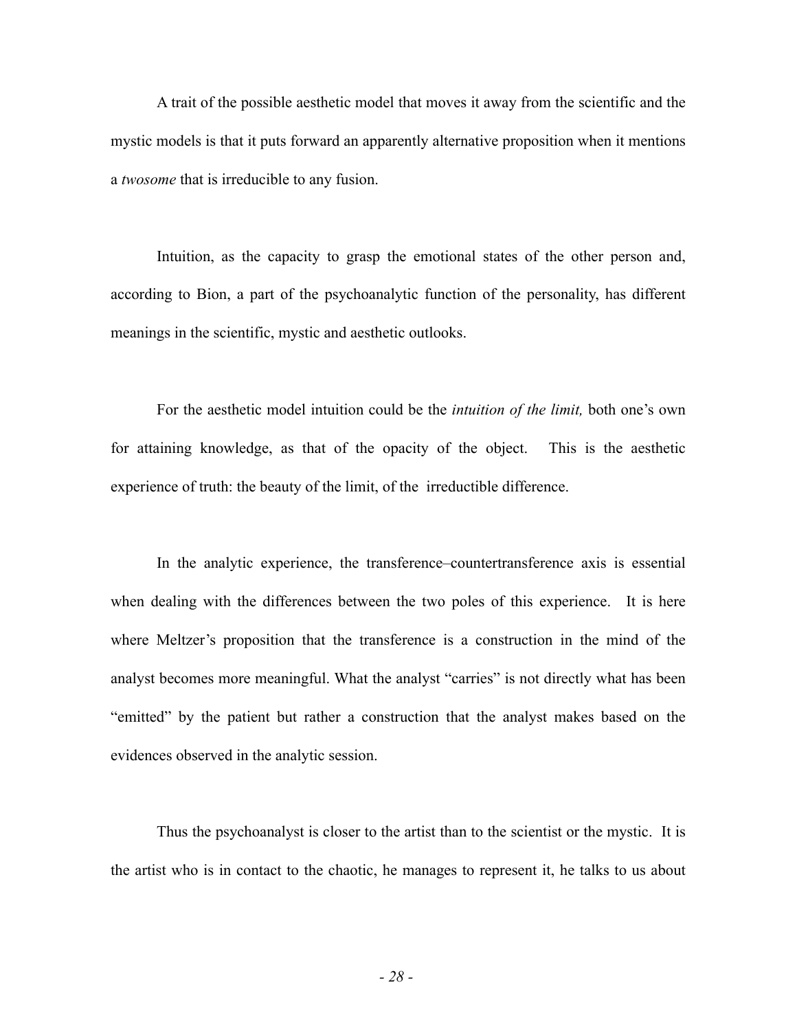A trait of the possible aesthetic model that moves it away from the scientific and the mystic models is that it puts forward an apparently alternative proposition when it mentions a *twosome* that is irreducible to any fusion.

Intuition, as the capacity to grasp the emotional states of the other person and, according to Bion, a part of the psychoanalytic function of the personality, has different meanings in the scientific, mystic and aesthetic outlooks.

For the aesthetic model intuition could be the *intuition of the limit,* both one's own for attaining knowledge, as that of the opacity of the object. This is the aesthetic experience of truth: the beauty of the limit, of the irreductible difference.

In the analytic experience, the transference–countertransference axis is essential when dealing with the differences between the two poles of this experience. It is here where Meltzer's proposition that the transference is a construction in the mind of the analyst becomes more meaningful. What the analyst "carries" is not directly what has been "emitted" by the patient but rather a construction that the analyst makes based on the evidences observed in the analytic session.

Thus the psychoanalyst is closer to the artist than to the scientist or the mystic. It is the artist who is in contact to the chaotic, he manages to represent it, he talks to us about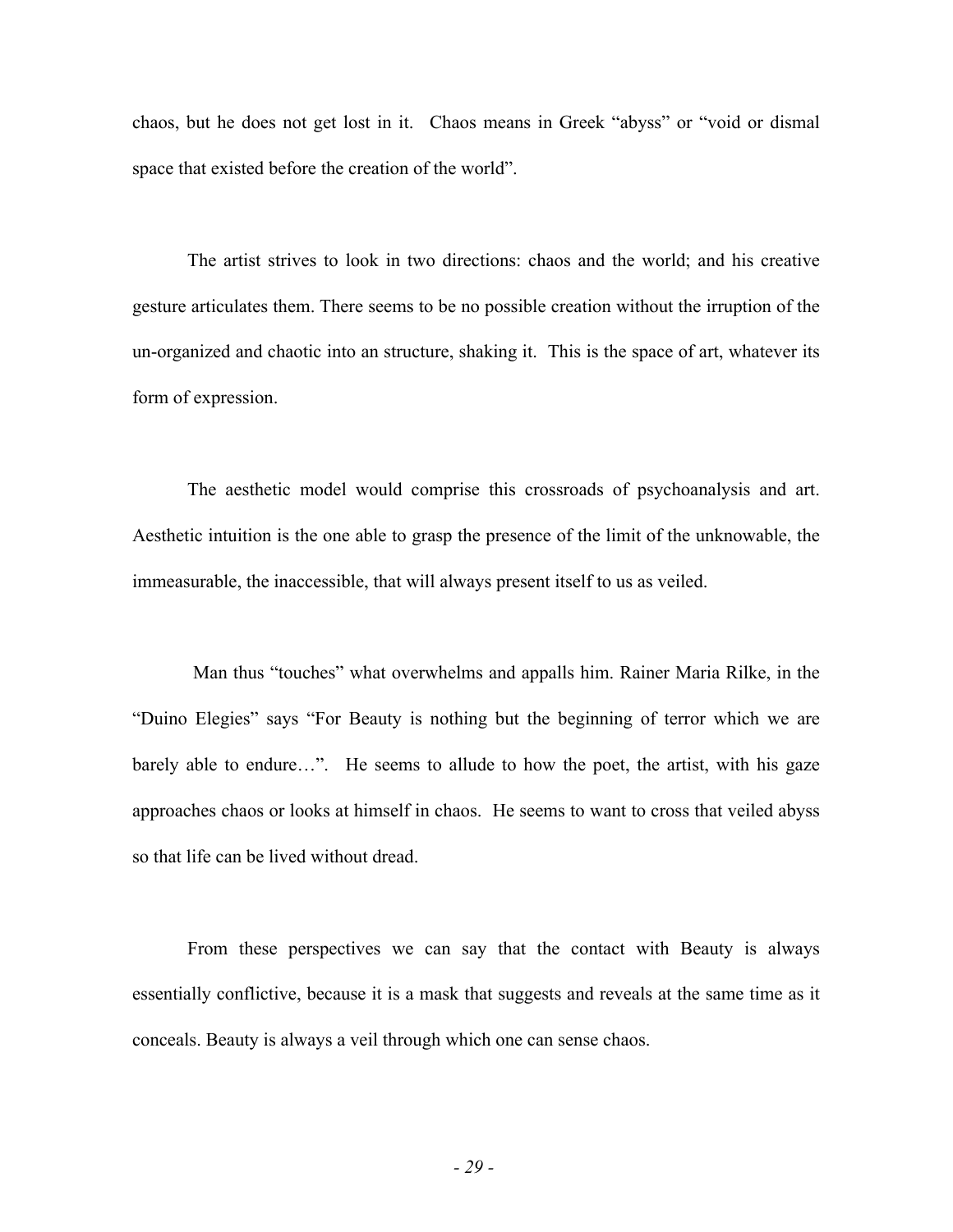chaos, but he does not get lost in it. Chaos means in Greek "abyss" or "void or dismal space that existed before the creation of the world".

The artist strives to look in two directions: chaos and the world; and his creative gesture articulates them. There seems to be no possible creation without the irruption of the un-organized and chaotic into an structure, shaking it. This is the space of art, whatever its form of expression.

The aesthetic model would comprise this crossroads of psychoanalysis and art. Aesthetic intuition is the one able to grasp the presence of the limit of the unknowable, the immeasurable, the inaccessible, that will always present itself to us as veiled.

Man thus "touches" what overwhelms and appalls him. Rainer Maria Rilke, in the "Duino Elegies" says "For Beauty is nothing but the beginning of terror which we are barely able to endure…". He seems to allude to how the poet, the artist, with his gaze approaches chaos or looks at himself in chaos. He seems to want to cross that veiled abyss so that life can be lived without dread.

From these perspectives we can say that the contact with Beauty is always essentially conflictive, because it is a mask that suggests and reveals at the same time as it conceals. Beauty is always a veil through which one can sense chaos.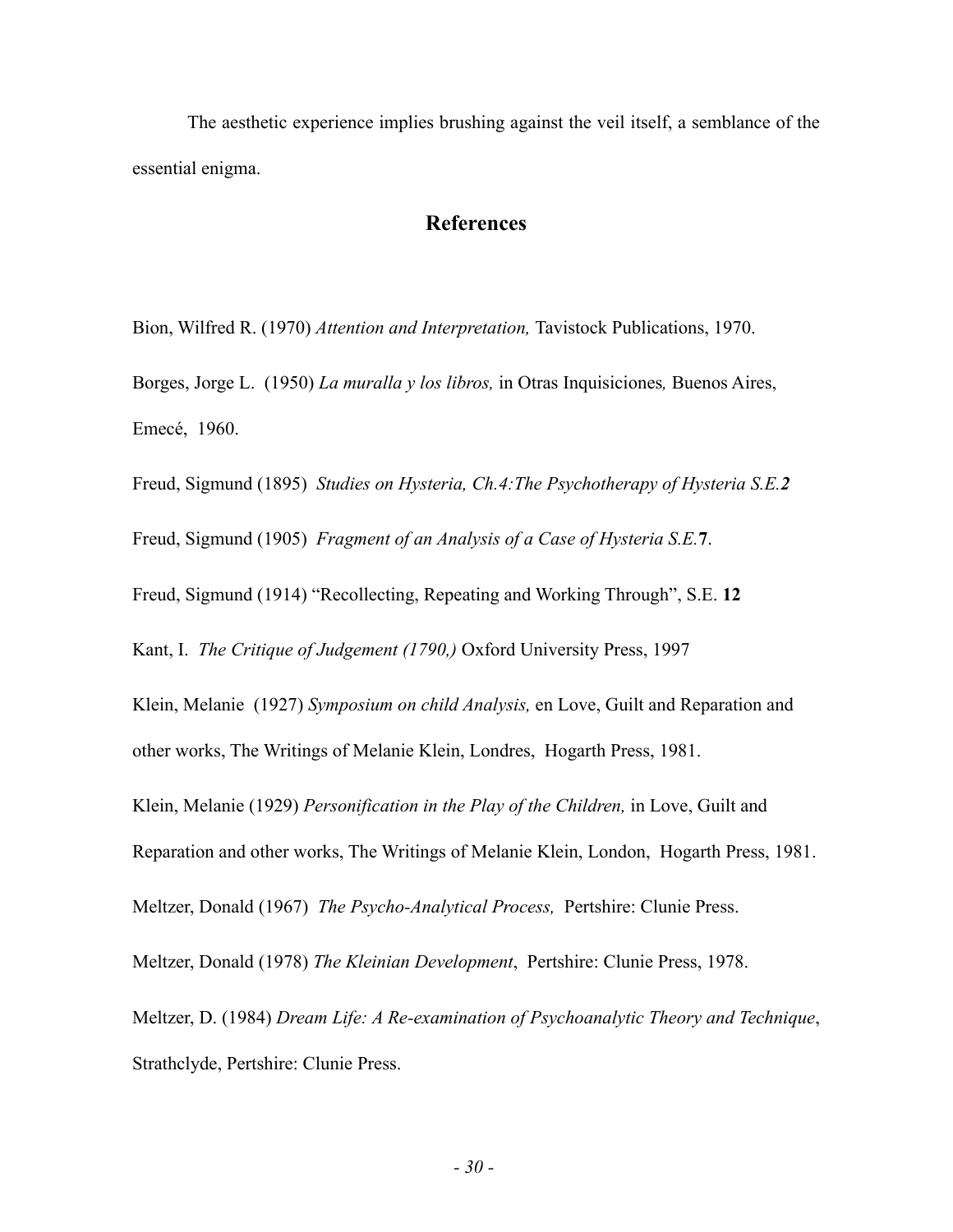The aesthetic experience implies brushing against the veil itself, a semblance of the essential enigma.

## References

Bion, Wilfred R. (1970) *Attention and Interpretation,* Tavistock Publications, 1970.

Borges, Jorge L. (1950) *La muralla y los libros,* in Otras Inquisiciones*,* Buenos Aires, Emecé, 1960.

Freud, Sigmund (1895) *Studies on Hysteria, Ch.4:The Psychotherapy of Hysteria S.E.**2***

Freud, Sigmund (1905) *Fragment of an Analysis of a Case of Hysteria S.E.***7**.

Freud, Sigmund (1914) "Recollecting, Repeating and Working Through", S.E. **12**

Kant, I. *The Critique of Judgement (1790,)* Oxford University Press, 1997

Klein, Melanie (1927) *Symposium on child Analysis,* en Love, Guilt and Reparation and other works, The Writings of Melanie Klein, Londres, Hogarth Press, 1981.

Klein, Melanie (1929) *Personification in the Play of the Children,* in Love, Guilt and Reparation and other works, The Writings of Melanie Klein, London, Hogarth Press, 1981.

Meltzer, Donald (1967) *The Psycho-Analytical Process,* Pertshire: Clunie Press.

Meltzer, Donald (1978) *The Kleinian Development*, Pertshire: Clunie Press, 1978.

Meltzer, D. (1984) *Dream Life: A Re-examination of Psychoanalytic Theory and Technique*, Strathclyde, Pertshire: Clunie Press.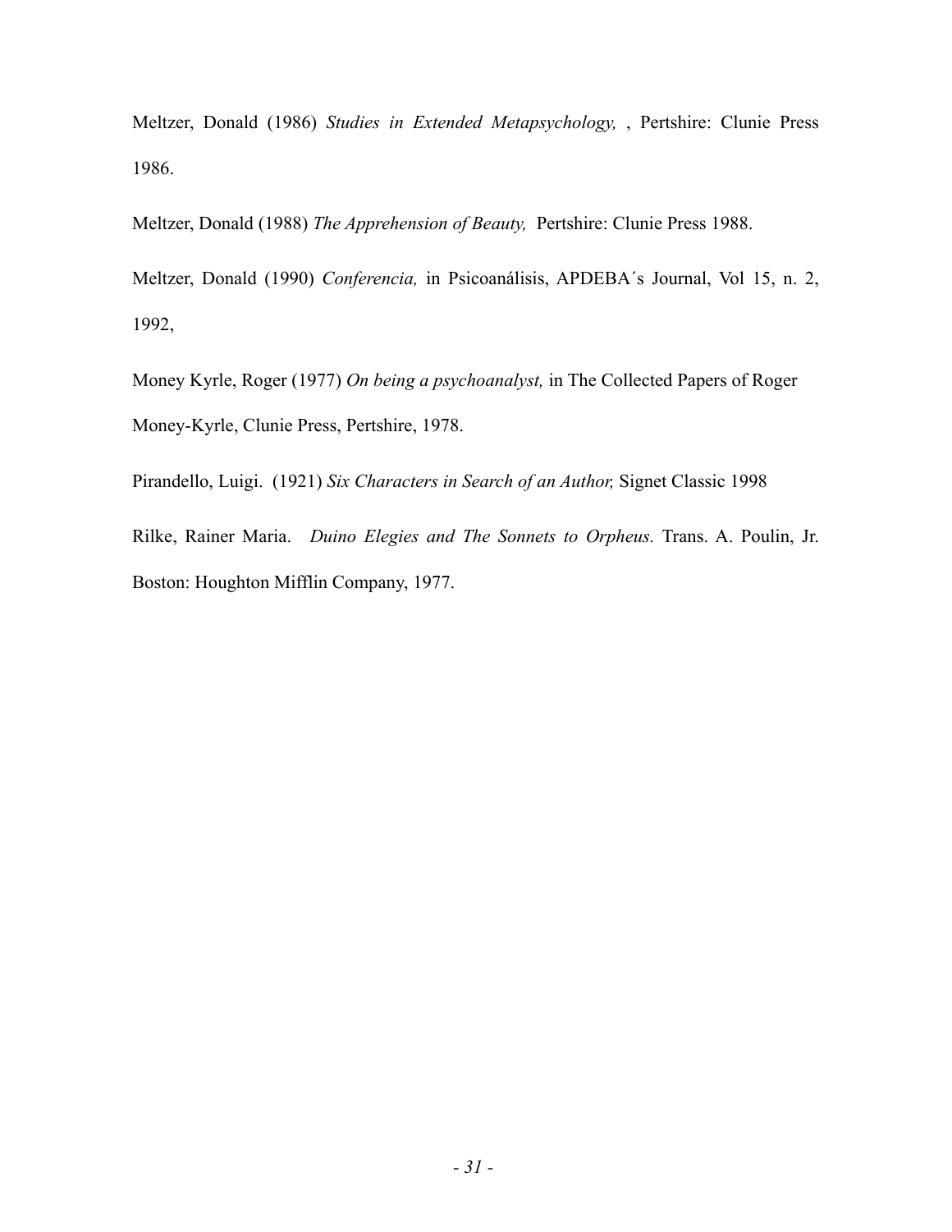Meltzer, Donald (1986) *Studies in Extended Metapsychology,* , Pertshire: Clunie Press 1986.

Meltzer, Donald (1988) *The Apprehension of Beauty,* Pertshire: Clunie Press 1988.

Meltzer, Donald (1990) *Conferencia,* in Psicoanálisis, APDEBA´s Journal, Vol 15, n. 2, 1992,

Money Kyrle, Roger (1977) *On being a psychoanalyst,* in The Collected Papers of Roger Money-Kyrle, Clunie Press, Pertshire, 1978.

Pirandello, Luigi. (1921) *Six Characters in Search of an Author,* Signet Classic 1998

Rilke, Rainer Maria. *Duino Elegies and The Sonnets to Orpheus.* Trans. A. Poulin, Jr. Boston: Houghton Mifflin Company, 1977.